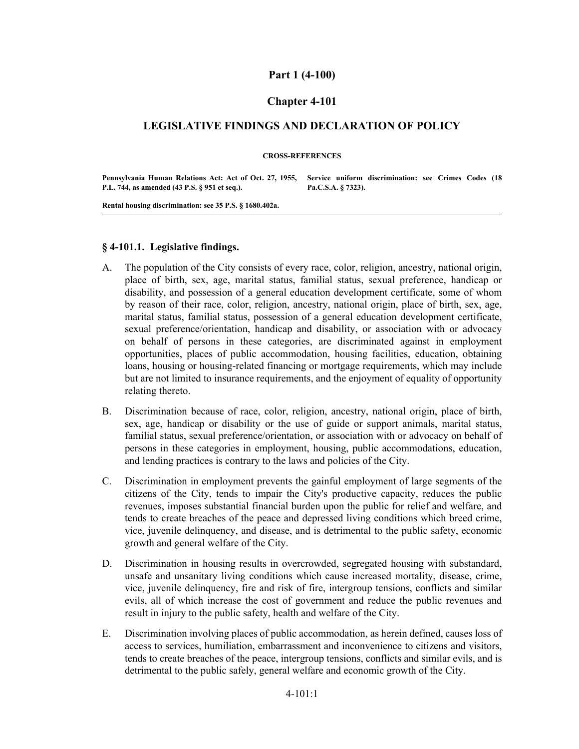# Part 1 (4-100)

## Chapter 4-101

## LEGISLATIVE FINDINGS AND DECLARATION OF POLICY

**CROSS-REFERENCES**

**Pennsylvania Human Relations Act: Act of Oct. 27, 1955, P.L. 744, as amended (43 P.S. § 951 et seq.).**

**Service uniform discrimination: see Crimes Codes (18 Pa.C.S.A. § 7323).**

**Rental housing discrimination: see 35 P.S. § 1680.402a.**

---

### § 4-101.1. Legislative findings.

A. The population of the City consists of every race, color, religion, ancestry, national origin, place of birth, sex, age, marital status, familial status, sexual preference, handicap or disability, and possession of a general education development certificate, some of whom by reason of their race, color, religion, ancestry, national origin, place of birth, sex, age, marital status, familial status, possession of a general education development certificate, sexual preference/orientation, handicap and disability, or association with or advocacy on behalf of persons in these categories, are discriminated against in employment opportunities, places of public accommodation, housing facilities, education, obtaining loans, housing or housing-related financing or mortgage requirements, which may include but are not limited to insurance requirements, and the enjoyment of equality of opportunity relating thereto.

B. Discrimination because of race, color, religion, ancestry, national origin, place of birth, sex, age, handicap or disability or the use of guide or support animals, marital status, familial status, sexual preference/orientation, or association with or advocacy on behalf of persons in these categories in employment, housing, public accommodations, education, and lending practices is contrary to the laws and policies of the City.

C. Discrimination in employment prevents the gainful employment of large segments of the citizens of the City, tends to impair the City's productive capacity, reduces the public revenues, imposes substantial financial burden upon the public for relief and welfare, and tends to create breaches of the peace and depressed living conditions which breed crime, vice, juvenile delinquency, and disease, and is detrimental to the public safety, economic growth and general welfare of the City.

D. Discrimination in housing results in overcrowded, segregated housing with substandard, unsafe and unsanitary living conditions which cause increased mortality, disease, crime, vice, juvenile delinquency, fire and risk of fire, intergroup tensions, conflicts and similar evils, all of which increase the cost of government and reduce the public revenues and result in injury to the public safety, health and welfare of the City.

E. Discrimination involving places of public accommodation, as herein defined, causes loss of access to services, humiliation, embarrassment and inconvenience to citizens and visitors, tends to create breaches of the peace, intergroup tensions, conflicts and similar evils, and is detrimental to the public safely, general welfare and economic growth of the City.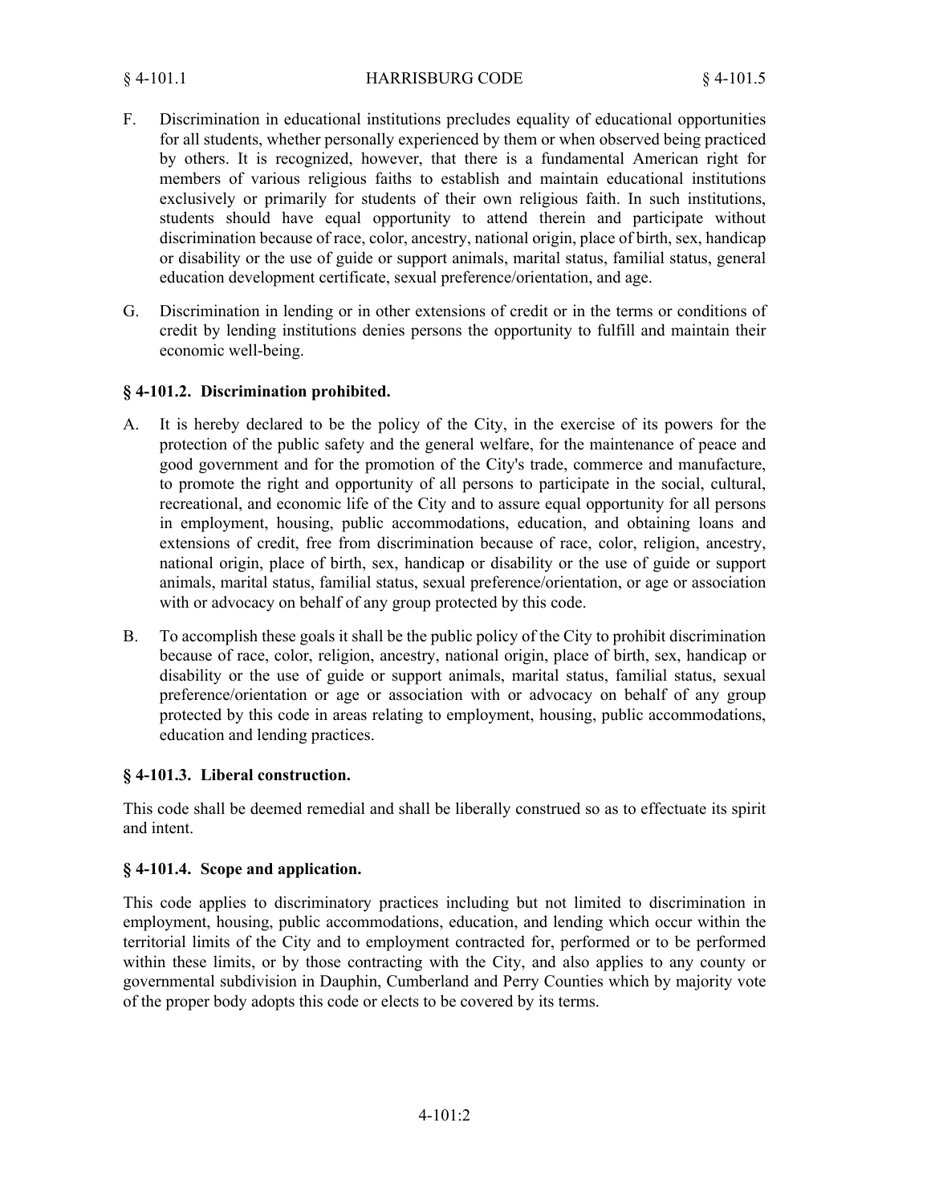F. Discrimination in educational institutions precludes equality of educational opportunities for all students, whether personally experienced by them or when observed being practiced by others. It is recognized, however, that there is a fundamental American right for members of various religious faiths to establish and maintain educational institutions exclusively or primarily for students of their own religious faith. In such institutions, students should have equal opportunity to attend therein and participate without discrimination because of race, color, ancestry, national origin, place of birth, sex, handicap or disability or the use of guide or support animals, marital status, familial status, general education development certificate, sexual preference/orientation, and age.

G. Discrimination in lending or in other extensions of credit or in the terms or conditions of credit by lending institutions denies persons the opportunity to fulfill and maintain their economic well-being.

### § 4-101.2. Discrimination prohibited.

A. It is hereby declared to be the policy of the City, in the exercise of its powers for the protection of the public safety and the general welfare, for the maintenance of peace and good government and for the promotion of the City's trade, commerce and manufacture, to promote the right and opportunity of all persons to participate in the social, cultural, recreational, and economic life of the City and to assure equal opportunity for all persons in employment, housing, public accommodations, education, and obtaining loans and extensions of credit, free from discrimination because of race, color, religion, ancestry, national origin, place of birth, sex, handicap or disability or the use of guide or support animals, marital status, familial status, sexual preference/orientation, or age or association with or advocacy on behalf of any group protected by this code.

B. To accomplish these goals it shall be the public policy of the City to prohibit discrimination because of race, color, religion, ancestry, national origin, place of birth, sex, handicap or disability or the use of guide or support animals, marital status, familial status, sexual preference/orientation or age or association with or advocacy on behalf of any group protected by this code in areas relating to employment, housing, public accommodations, education and lending practices.

### § 4-101.3. Liberal construction.

This code shall be deemed remedial and shall be liberally construed so as to effectuate its spirit and intent.

### § 4-101.4. Scope and application.

This code applies to discriminatory practices including but not limited to discrimination in employment, housing, public accommodations, education, and lending which occur within the territorial limits of the City and to employment contracted for, performed or to be performed within these limits, or by those contracting with the City, and also applies to any county or governmental subdivision in Dauphin, Cumberland and Perry Counties which by majority vote of the proper body adopts this code or elects to be covered by its terms.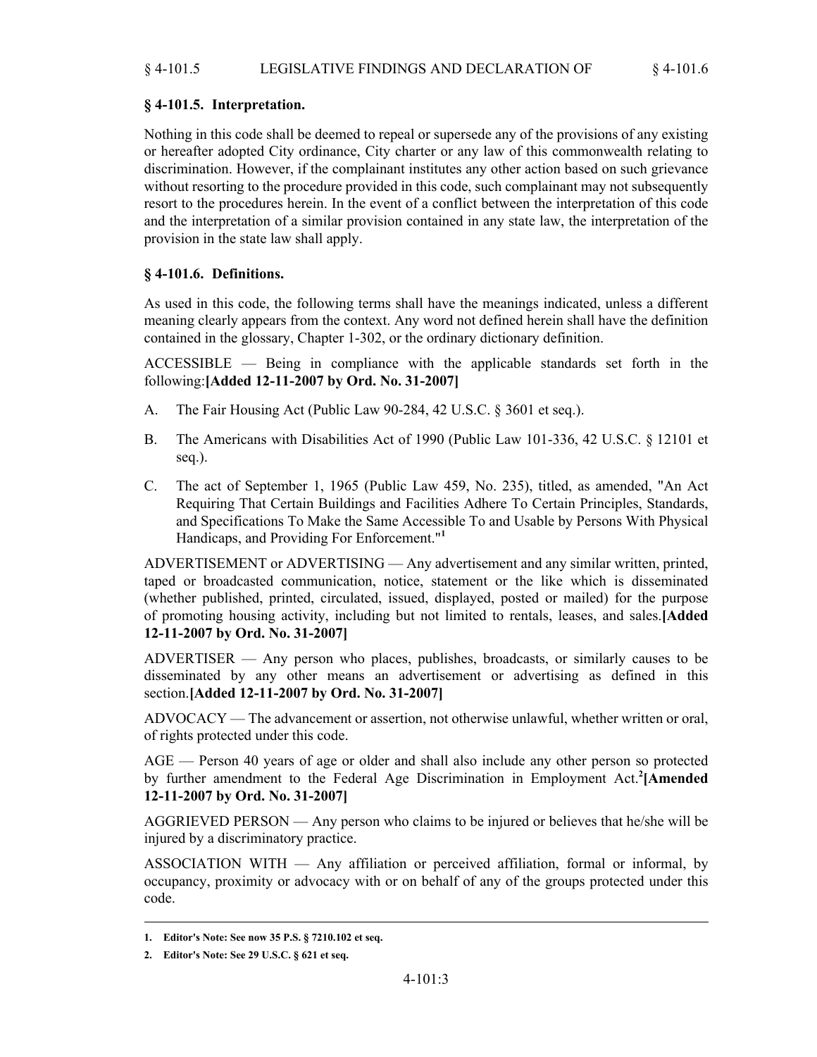### § 4-101.5. Interpretation.

Nothing in this code shall be deemed to repeal or supersede any of the provisions of any existing or hereafter adopted City ordinance, City charter or any law of this commonwealth relating to discrimination. However, if the complainant institutes any other action based on such grievance without resorting to the procedure provided in this code, such complainant may not subsequently resort to the procedures herein. In the event of a conflict between the interpretation of this code and the interpretation of a similar provision contained in any state law, the interpretation of the provision in the state law shall apply.

### § 4-101.6. Definitions.

As used in this code, the following terms shall have the meanings indicated, unless a different meaning clearly appears from the context. Any word not defined herein shall have the definition contained in the glossary, Chapter 1-302, or the ordinary dictionary definition.

ACCESSIBLE — Being in compliance with the applicable standards set forth in the following:**[Added 12-11-2007 by Ord. No. 31-2007]**

A. The Fair Housing Act (Public Law 90-284, 42 U.S.C. § 3601 et seq.).

B. The Americans with Disabilities Act of 1990 (Public Law 101-336, 42 U.S.C. § 12101 et seq.).

C. The act of September 1, 1965 (Public Law 459, No. 235), titled, as amended, "An Act Requiring That Certain Buildings and Facilities Adhere To Certain Principles, Standards, and Specifications To Make the Same Accessible To and Usable by Persons With Physical Handicaps, and Providing For Enforcement."[1]

ADVERTISEMENT or ADVERTISING — Any advertisement and any similar written, printed, taped or broadcasted communication, notice, statement or the like which is disseminated (whether published, printed, circulated, issued, displayed, posted or mailed) for the purpose of promoting housing activity, including but not limited to rentals, leases, and sales.**[Added 12-11-2007 by Ord. No. 31-2007]**

ADVERTISER — Any person who places, publishes, broadcasts, or similarly causes to be disseminated by any other means an advertisement or advertising as defined in this section.**[Added 12-11-2007 by Ord. No. 31-2007]**

ADVOCACY — The advancement or assertion, not otherwise unlawful, whether written or oral, of rights protected under this code.

AGE — Person 40 years of age or older and shall also include any other person so protected by further amendment to the Federal Age Discrimination in Employment Act.[2]**[Amended 12-11-2007 by Ord. No. 31-2007]**

AGGRIEVED PERSON — Any person who claims to be injured or believes that he/she will be injured by a discriminatory practice.

ASSOCIATION WITH — Any affiliation or perceived affiliation, formal or informal, by occupancy, proximity or advocacy with or on behalf of any of the groups protected under this code.

---

1. **Editor's Note: See now 35 P.S. § 7210.102 et seq.**
2. **Editor's Note: See 29 U.S.C. § 621 et seq.**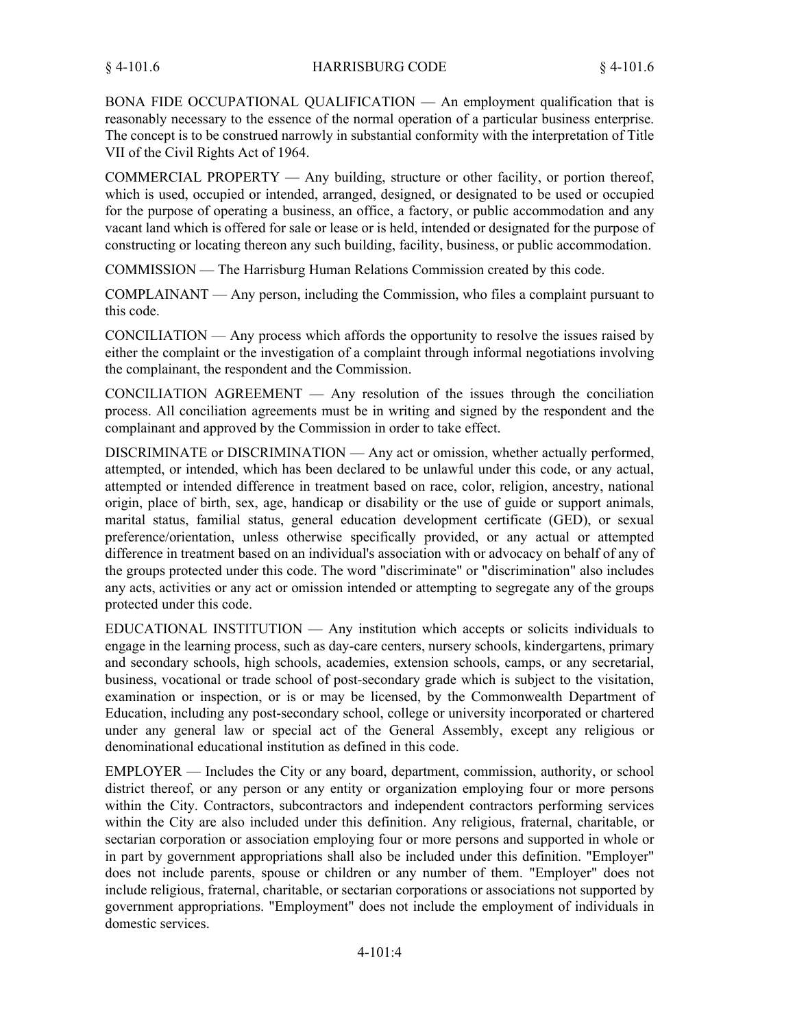BONA FIDE OCCUPATIONAL QUALIFICATION — An employment qualification that is reasonably necessary to the essence of the normal operation of a particular business enterprise. The concept is to be construed narrowly in substantial conformity with the interpretation of Title VII of the Civil Rights Act of 1964.

COMMERCIAL PROPERTY — Any building, structure or other facility, or portion thereof, which is used, occupied or intended, arranged, designed, or designated to be used or occupied for the purpose of operating a business, an office, a factory, or public accommodation and any vacant land which is offered for sale or lease or is held, intended or designated for the purpose of constructing or locating thereon any such building, facility, business, or public accommodation.

COMMISSION — The Harrisburg Human Relations Commission created by this code.

COMPLAINANT — Any person, including the Commission, who files a complaint pursuant to this code.

CONCILIATION — Any process which affords the opportunity to resolve the issues raised by either the complaint or the investigation of a complaint through informal negotiations involving the complainant, the respondent and the Commission.

CONCILIATION AGREEMENT — Any resolution of the issues through the conciliation process. All conciliation agreements must be in writing and signed by the respondent and the complainant and approved by the Commission in order to take effect.

DISCRIMINATE or DISCRIMINATION — Any act or omission, whether actually performed, attempted, or intended, which has been declared to be unlawful under this code, or any actual, attempted or intended difference in treatment based on race, color, religion, ancestry, national origin, place of birth, sex, age, handicap or disability or the use of guide or support animals, marital status, familial status, general education development certificate (GED), or sexual preference/orientation, unless otherwise specifically provided, or any actual or attempted difference in treatment based on an individual's association with or advocacy on behalf of any of the groups protected under this code. The word "discriminate" or "discrimination" also includes any acts, activities or any act or omission intended or attempting to segregate any of the groups protected under this code.

EDUCATIONAL INSTITUTION — Any institution which accepts or solicits individuals to engage in the learning process, such as day-care centers, nursery schools, kindergartens, primary and secondary schools, high schools, academies, extension schools, camps, or any secretarial, business, vocational or trade school of post-secondary grade which is subject to the visitation, examination or inspection, or is or may be licensed, by the Commonwealth Department of Education, including any post-secondary school, college or university incorporated or chartered under any general law or special act of the General Assembly, except any religious or denominational educational institution as defined in this code.

EMPLOYER — Includes the City or any board, department, commission, authority, or school district thereof, or any person or any entity or organization employing four or more persons within the City. Contractors, subcontractors and independent contractors performing services within the City are also included under this definition. Any religious, fraternal, charitable, or sectarian corporation or association employing four or more persons and supported in whole or in part by government appropriations shall also be included under this definition. "Employer" does not include parents, spouse or children or any number of them. "Employer" does not include religious, fraternal, charitable, or sectarian corporations or associations not supported by government appropriations. "Employment" does not include the employment of individuals in domestic services.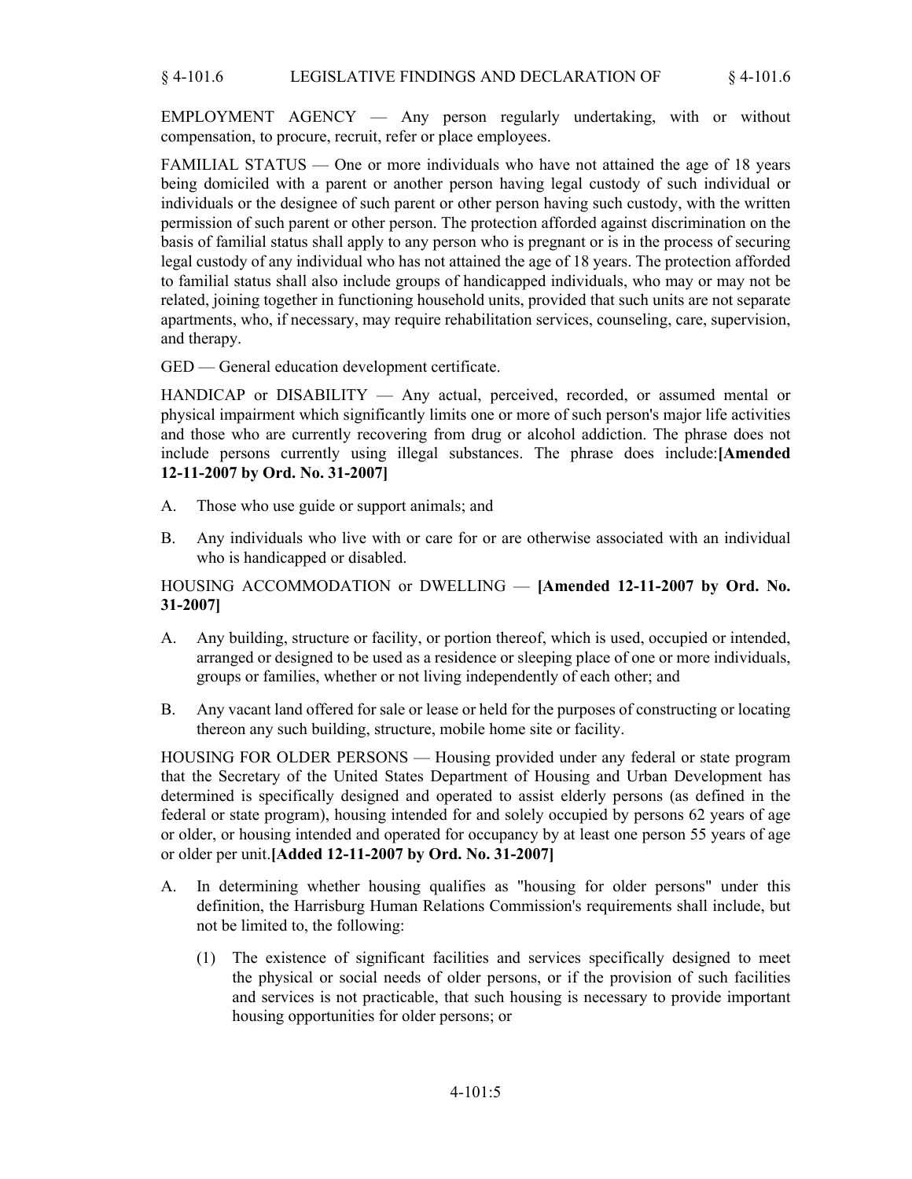EMPLOYMENT AGENCY — Any person regularly undertaking, with or without compensation, to procure, recruit, refer or place employees.

FAMILIAL STATUS — One or more individuals who have not attained the age of 18 years being domiciled with a parent or another person having legal custody of such individual or individuals or the designee of such parent or other person having such custody, with the written permission of such parent or other person. The protection afforded against discrimination on the basis of familial status shall apply to any person who is pregnant or is in the process of securing legal custody of any individual who has not attained the age of 18 years. The protection afforded to familial status shall also include groups of handicapped individuals, who may or may not be related, joining together in functioning household units, provided that such units are not separate apartments, who, if necessary, may require rehabilitation services, counseling, care, supervision, and therapy.

GED — General education development certificate.

HANDICAP or DISABILITY — Any actual, perceived, recorded, or assumed mental or physical impairment which significantly limits one or more of such person's major life activities and those who are currently recovering from drug or alcohol addiction. The phrase does not include persons currently using illegal substances. The phrase does include:**[Amended 12-11-2007 by Ord. No. 31-2007]**

A. Those who use guide or support animals; and

B. Any individuals who live with or care for or are otherwise associated with an individual who is handicapped or disabled.

HOUSING ACCOMMODATION or DWELLING — **[Amended 12-11-2007 by Ord. No. 31-2007]**

A. Any building, structure or facility, or portion thereof, which is used, occupied or intended, arranged or designed to be used as a residence or sleeping place of one or more individuals, groups or families, whether or not living independently of each other; and

B. Any vacant land offered for sale or lease or held for the purposes of constructing or locating thereon any such building, structure, mobile home site or facility.

HOUSING FOR OLDER PERSONS — Housing provided under any federal or state program that the Secretary of the United States Department of Housing and Urban Development has determined is specifically designed and operated to assist elderly persons (as defined in the federal or state program), housing intended for and solely occupied by persons 62 years of age or older, or housing intended and operated for occupancy by at least one person 55 years of age or older per unit.**[Added 12-11-2007 by Ord. No. 31-2007]**

A. In determining whether housing qualifies as "housing for older persons" under this definition, the Harrisburg Human Relations Commission's requirements shall include, but not be limited to, the following:

   (1) The existence of significant facilities and services specifically designed to meet the physical or social needs of older persons, or if the provision of such facilities and services is not practicable, that such housing is necessary to provide important housing opportunities for older persons; or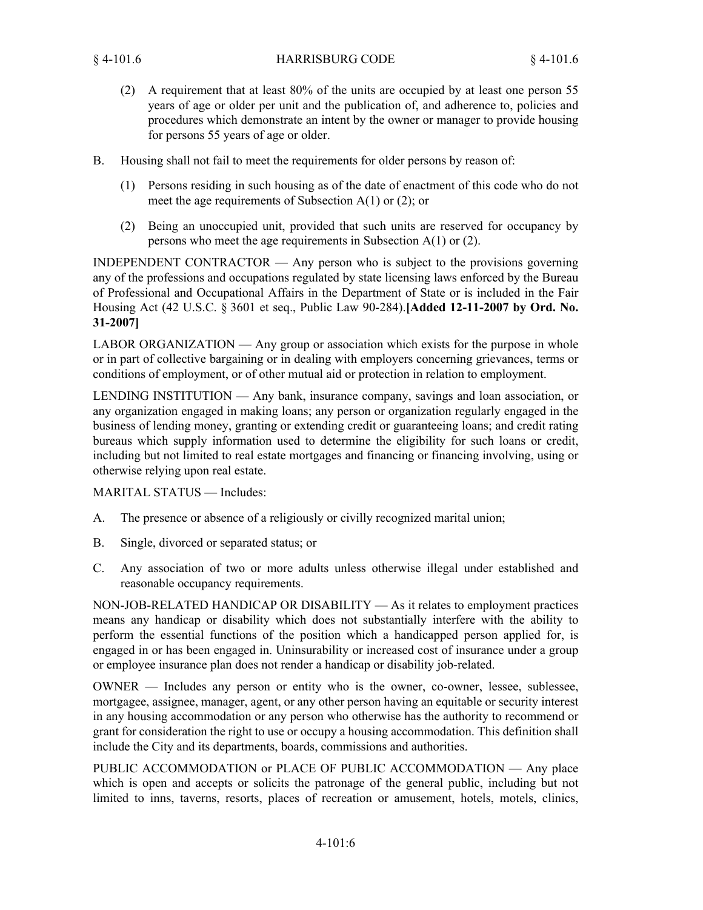(2) A requirement that at least 80% of the units are occupied by at least one person 55 years of age or older per unit and the publication of, and adherence to, policies and procedures which demonstrate an intent by the owner or manager to provide housing for persons 55 years of age or older.

B. Housing shall not fail to meet the requirements for older persons by reason of:

(1) Persons residing in such housing as of the date of enactment of this code who do not meet the age requirements of Subsection A(1) or (2); or

(2) Being an unoccupied unit, provided that such units are reserved for occupancy by persons who meet the age requirements in Subsection A(1) or (2).

INDEPENDENT CONTRACTOR — Any person who is subject to the provisions governing any of the professions and occupations regulated by state licensing laws enforced by the Bureau of Professional and Occupational Affairs in the Department of State or is included in the Fair Housing Act (42 U.S.C. § 3601 et seq., Public Law 90-284). **[Added 12-11-2007 by Ord. No. 31-2007]**

LABOR ORGANIZATION — Any group or association which exists for the purpose in whole or in part of collective bargaining or in dealing with employers concerning grievances, terms or conditions of employment, or of other mutual aid or protection in relation to employment.

LENDING INSTITUTION — Any bank, insurance company, savings and loan association, or any organization engaged in making loans; any person or organization regularly engaged in the business of lending money, granting or extending credit or guaranteeing loans; and credit rating bureaus which supply information used to determine the eligibility for such loans or credit, including but not limited to real estate mortgages and financing or financing involving, using or otherwise relying upon real estate.

MARITAL STATUS — Includes:

A. The presence or absence of a religiously or civilly recognized marital union;

B. Single, divorced or separated status; or

C. Any association of two or more adults unless otherwise illegal under established and reasonable occupancy requirements.

NON-JOB-RELATED HANDICAP OR DISABILITY — As it relates to employment practices means any handicap or disability which does not substantially interfere with the ability to perform the essential functions of the position which a handicapped person applied for, is engaged in or has been engaged in. Uninsurability or increased cost of insurance under a group or employee insurance plan does not render a handicap or disability job-related.

OWNER — Includes any person or entity who is the owner, co-owner, lessee, sublessee, mortgagee, assignee, manager, agent, or any other person having an equitable or security interest in any housing accommodation or any person who otherwise has the authority to recommend or grant for consideration the right to use or occupy a housing accommodation. This definition shall include the City and its departments, boards, commissions and authorities.

PUBLIC ACCOMMODATION or PLACE OF PUBLIC ACCOMMODATION — Any place which is open and accepts or solicits the patronage of the general public, including but not limited to inns, taverns, resorts, places of recreation or amusement, hotels, motels, clinics,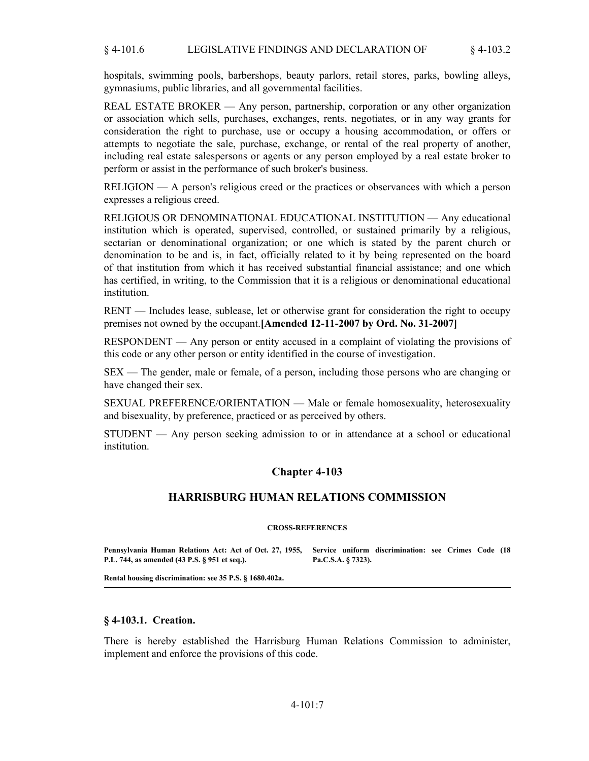hospitals, swimming pools, barbershops, beauty parlors, retail stores, parks, bowling alleys, gymnasiums, public libraries, and all governmental facilities.

REAL ESTATE BROKER — Any person, partnership, corporation or any other organization or association which sells, purchases, exchanges, rents, negotiates, or in any way grants for consideration the right to purchase, use or occupy a housing accommodation, or offers or attempts to negotiate the sale, purchase, exchange, or rental of the real property of another, including real estate salespersons or agents or any person employed by a real estate broker to perform or assist in the performance of such broker's business.

RELIGION — A person's religious creed or the practices or observances with which a person expresses a religious creed.

RELIGIOUS OR DENOMINATIONAL EDUCATIONAL INSTITUTION — Any educational institution which is operated, supervised, controlled, or sustained primarily by a religious, sectarian or denominational organization; or one which is stated by the parent church or denomination to be and is, in fact, officially related to it by being represented on the board of that institution from which it has received substantial financial assistance; and one which has certified, in writing, to the Commission that it is a religious or denominational educational institution.

RENT — Includes lease, sublease, let or otherwise grant for consideration the right to occupy premises not owned by the occupant.**[Amended 12-11-2007 by Ord. No. 31-2007]**

RESPONDENT — Any person or entity accused in a complaint of violating the provisions of this code or any other person or entity identified in the course of investigation.

SEX — The gender, male or female, of a person, including those persons who are changing or have changed their sex.

SEXUAL PREFERENCE/ORIENTATION — Male or female homosexuality, heterosexuality and bisexuality, by preference, practiced or as perceived by others.

STUDENT — Any person seeking admission to or in attendance at a school or educational institution.

## Chapter 4-103

## HARRISBURG HUMAN RELATIONS COMMISSION

**CROSS-REFERENCES**

**Pennsylvania Human Relations Act: Act of Oct. 27, 1955, P.L. 744, as amended (43 P.S. § 951 et seq.).**

**Service uniform discrimination: see Crimes Code (18 Pa.C.S.A. § 7323).**

**Rental housing discrimination: see 35 P.S. § 1680.402a.**

### § 4-103.1. Creation.

There is hereby established the Harrisburg Human Relations Commission to administer, implement and enforce the provisions of this code.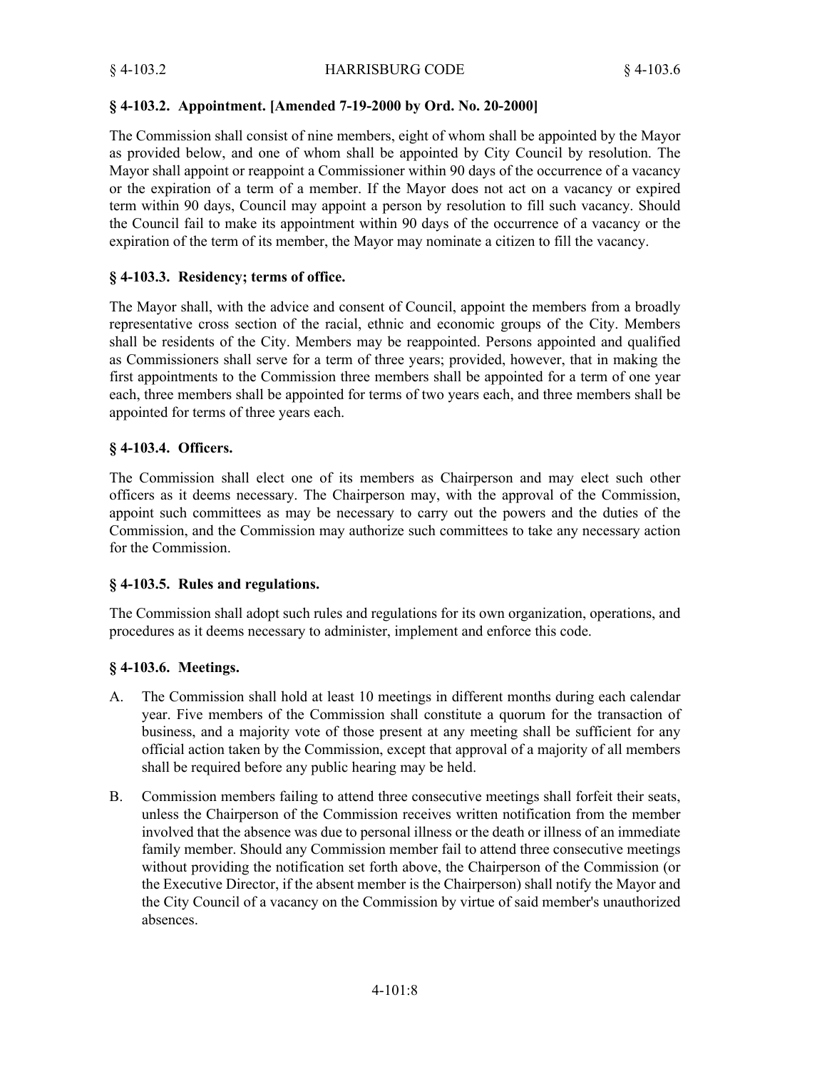### § 4-103.2. Appointment. [Amended 7-19-2000 by Ord. No. 20-2000]

The Commission shall consist of nine members, eight of whom shall be appointed by the Mayor as provided below, and one of whom shall be appointed by City Council by resolution. The Mayor shall appoint or reappoint a Commissioner within 90 days of the occurrence of a vacancy or the expiration of a term of a member. If the Mayor does not act on a vacancy or expired term within 90 days, Council may appoint a person by resolution to fill such vacancy. Should the Council fail to make its appointment within 90 days of the occurrence of a vacancy or the expiration of the term of its member, the Mayor may nominate a citizen to fill the vacancy.

### § 4-103.3. Residency; terms of office.

The Mayor shall, with the advice and consent of Council, appoint the members from a broadly representative cross section of the racial, ethnic and economic groups of the City. Members shall be residents of the City. Members may be reappointed. Persons appointed and qualified as Commissioners shall serve for a term of three years; provided, however, that in making the first appointments to the Commission three members shall be appointed for a term of one year each, three members shall be appointed for terms of two years each, and three members shall be appointed for terms of three years each.

### § 4-103.4. Officers.

The Commission shall elect one of its members as Chairperson and may elect such other officers as it deems necessary. The Chairperson may, with the approval of the Commission, appoint such committees as may be necessary to carry out the powers and the duties of the Commission, and the Commission may authorize such committees to take any necessary action for the Commission.

### § 4-103.5. Rules and regulations.

The Commission shall adopt such rules and regulations for its own organization, operations, and procedures as it deems necessary to administer, implement and enforce this code.

### § 4-103.6. Meetings.

A. The Commission shall hold at least 10 meetings in different months during each calendar year. Five members of the Commission shall constitute a quorum for the transaction of business, and a majority vote of those present at any meeting shall be sufficient for any official action taken by the Commission, except that approval of a majority of all members shall be required before any public hearing may be held.

B. Commission members failing to attend three consecutive meetings shall forfeit their seats, unless the Chairperson of the Commission receives written notification from the member involved that the absence was due to personal illness or the death or illness of an immediate family member. Should any Commission member fail to attend three consecutive meetings without providing the notification set forth above, the Chairperson of the Commission (or the Executive Director, if the absent member is the Chairperson) shall notify the Mayor and the City Council of a vacancy on the Commission by virtue of said member's unauthorized absences.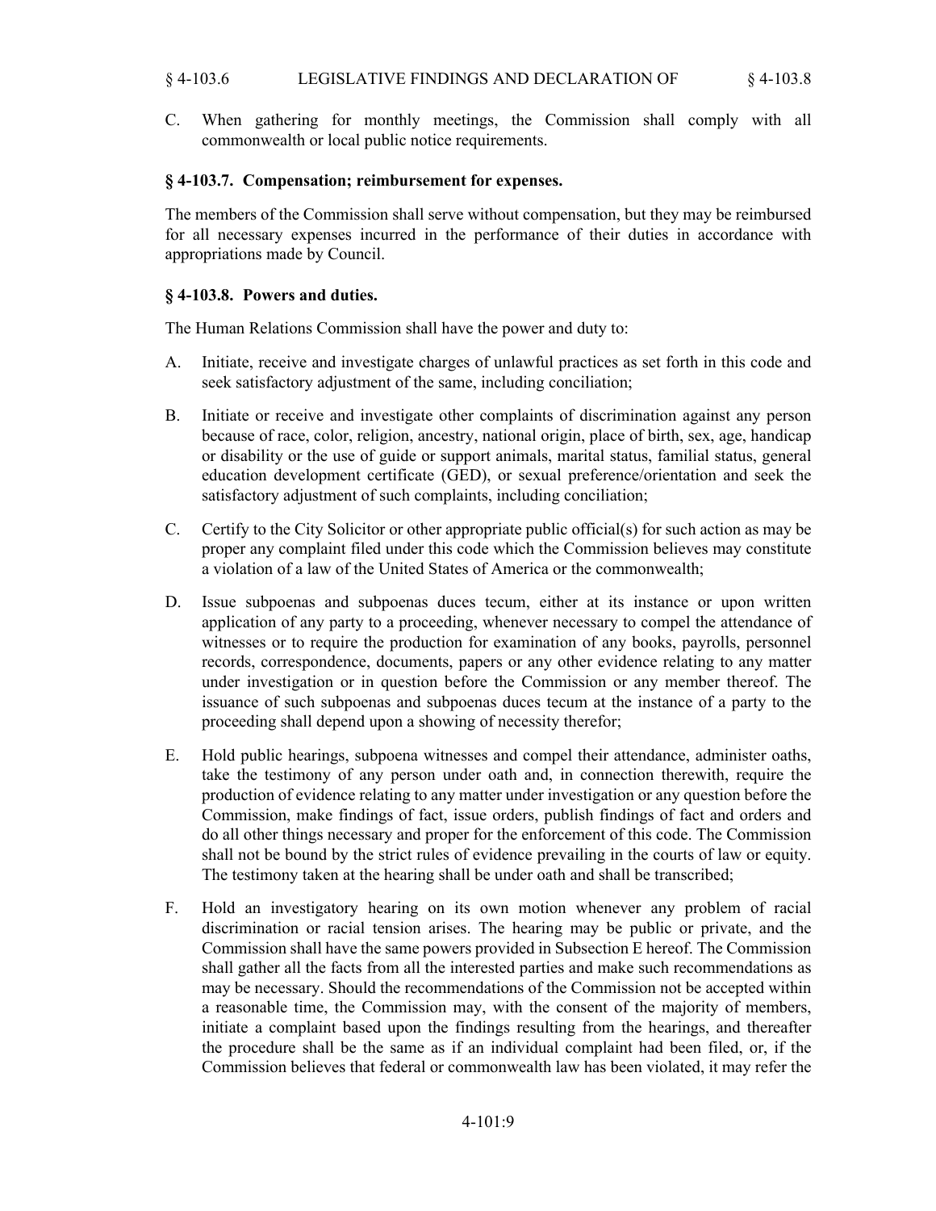C. When gathering for monthly meetings, the Commission shall comply with all commonwealth or local public notice requirements.

### § 4-103.7. Compensation; reimbursement for expenses.

The members of the Commission shall serve without compensation, but they may be reimbursed for all necessary expenses incurred in the performance of their duties in accordance with appropriations made by Council.

### § 4-103.8. Powers and duties.

The Human Relations Commission shall have the power and duty to:

A. Initiate, receive and investigate charges of unlawful practices as set forth in this code and seek satisfactory adjustment of the same, including conciliation;

B. Initiate or receive and investigate other complaints of discrimination against any person because of race, color, religion, ancestry, national origin, place of birth, sex, age, handicap or disability or the use of guide or support animals, marital status, familial status, general education development certificate (GED), or sexual preference/orientation and seek the satisfactory adjustment of such complaints, including conciliation;

C. Certify to the City Solicitor or other appropriate public official(s) for such action as may be proper any complaint filed under this code which the Commission believes may constitute a violation of a law of the United States of America or the commonwealth;

D. Issue subpoenas and subpoenas duces tecum, either at its instance or upon written application of any party to a proceeding, whenever necessary to compel the attendance of witnesses or to require the production for examination of any books, payrolls, personnel records, correspondence, documents, papers or any other evidence relating to any matter under investigation or in question before the Commission or any member thereof. The issuance of such subpoenas and subpoenas duces tecum at the instance of a party to the proceeding shall depend upon a showing of necessity therefor;

E. Hold public hearings, subpoena witnesses and compel their attendance, administer oaths, take the testimony of any person under oath and, in connection therewith, require the production of evidence relating to any matter under investigation or any question before the Commission, make findings of fact, issue orders, publish findings of fact and orders and do all other things necessary and proper for the enforcement of this code. The Commission shall not be bound by the strict rules of evidence prevailing in the courts of law or equity. The testimony taken at the hearing shall be under oath and shall be transcribed;

F. Hold an investigatory hearing on its own motion whenever any problem of racial discrimination or racial tension arises. The hearing may be public or private, and the Commission shall have the same powers provided in Subsection E hereof. The Commission shall gather all the facts from all the interested parties and make such recommendations as may be necessary. Should the recommendations of the Commission not be accepted within a reasonable time, the Commission may, with the consent of the majority of members, initiate a complaint based upon the findings resulting from the hearings, and thereafter the procedure shall be the same as if an individual complaint had been filed, or, if the Commission believes that federal or commonwealth law has been violated, it may refer the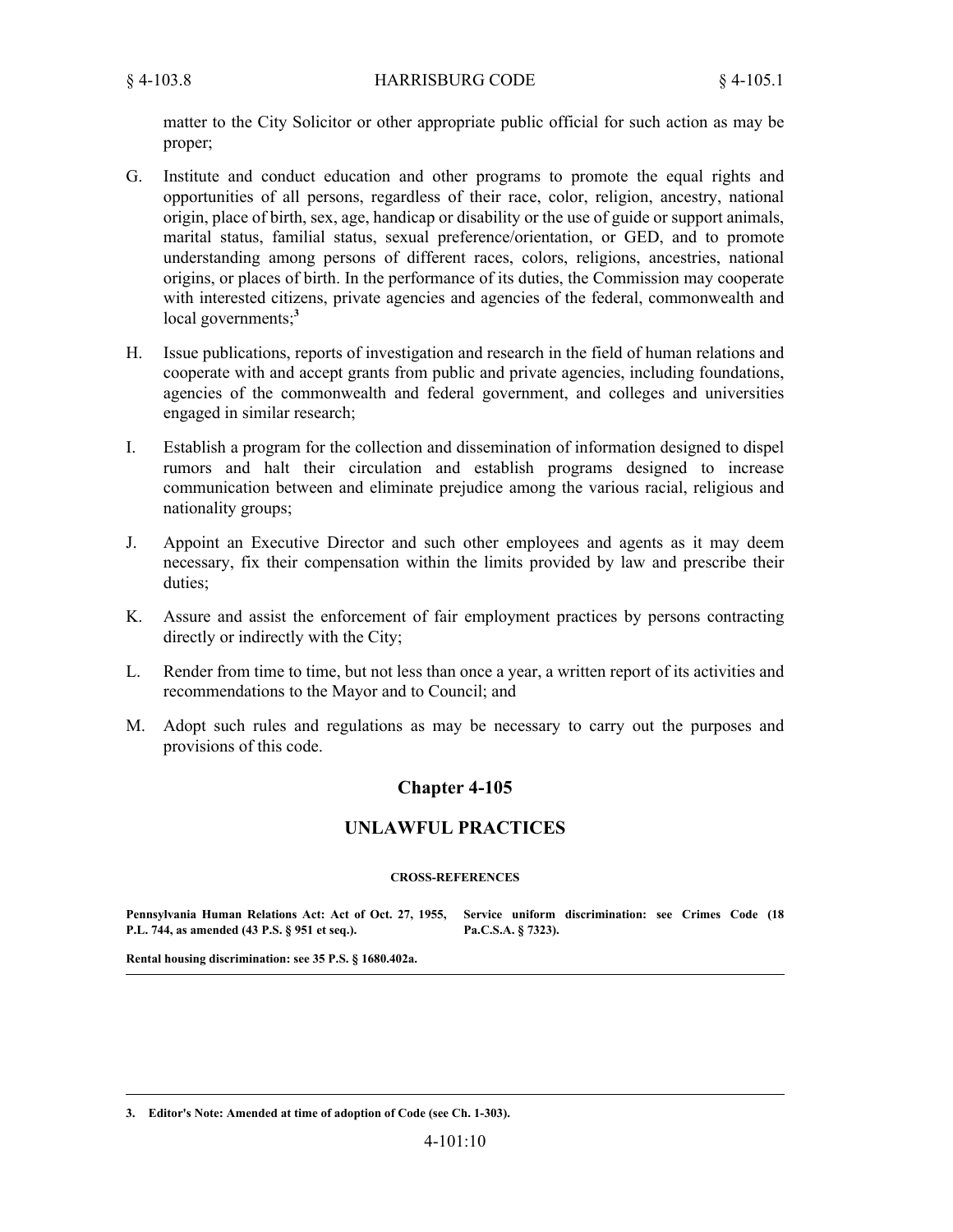matter to the City Solicitor or other appropriate public official for such action as may be proper;

G. Institute and conduct education and other programs to promote the equal rights and opportunities of all persons, regardless of their race, color, religion, ancestry, national origin, place of birth, sex, age, handicap or disability or the use of guide or support animals, marital status, familial status, sexual preference/orientation, or GED, and to promote understanding among persons of different races, colors, religions, ancestries, national origins, or places of birth. In the performance of its duties, the Commission may cooperate with interested citizens, private agencies and agencies of the federal, commonwealth and local governments;[3]

H. Issue publications, reports of investigation and research in the field of human relations and cooperate with and accept grants from public and private agencies, including foundations, agencies of the commonwealth and federal government, and colleges and universities engaged in similar research;

I. Establish a program for the collection and dissemination of information designed to dispel rumors and halt their circulation and establish programs designed to increase communication between and eliminate prejudice among the various racial, religious and nationality groups;

J. Appoint an Executive Director and such other employees and agents as it may deem necessary, fix their compensation within the limits provided by law and prescribe their duties;

K. Assure and assist the enforcement of fair employment practices by persons contracting directly or indirectly with the City;

L. Render from time to time, but not less than once a year, a written report of its activities and recommendations to the Mayor and to Council; and

M. Adopt such rules and regulations as may be necessary to carry out the purposes and provisions of this code.

## Chapter 4-105

## UNLAWFUL PRACTICES

**CROSS-REFERENCES**

**Pennsylvania Human Relations Act: Act of Oct. 27, 1955, P.L. 744, as amended (43 P.S. § 951 et seq.).**

**Rental housing discrimination: see 35 P.S. § 1680.402a.**

**Service uniform discrimination: see Crimes Code (18 Pa.C.S.A. § 7323).**

---

3. **Editor's Note: Amended at time of adoption of Code (see Ch. 1-303).**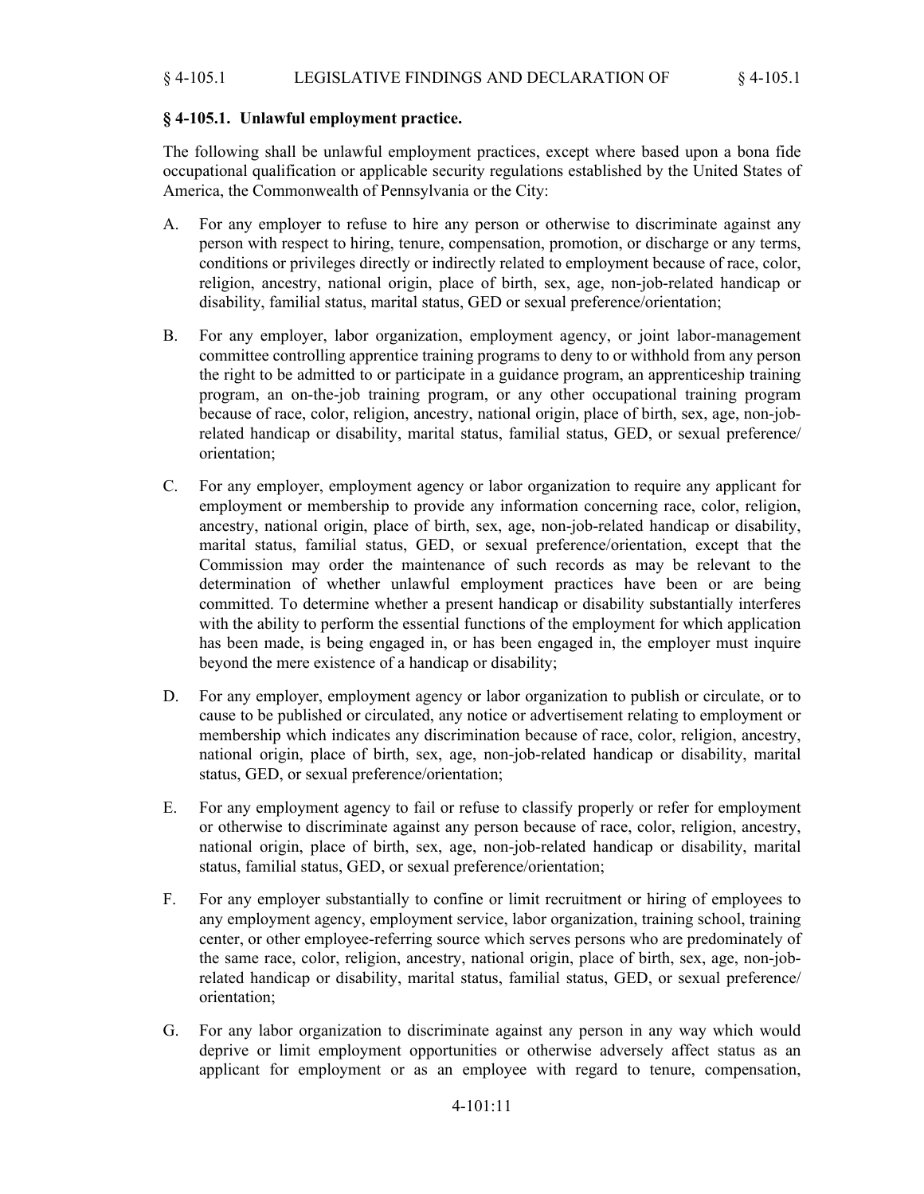## § 4-105.1. Unlawful employment practice.

The following shall be unlawful employment practices, except where based upon a bona fide occupational qualification or applicable security regulations established by the United States of America, the Commonwealth of Pennsylvania or the City:

A. For any employer to refuse to hire any person or otherwise to discriminate against any person with respect to hiring, tenure, compensation, promotion, or discharge or any terms, conditions or privileges directly or indirectly related to employment because of race, color, religion, ancestry, national origin, place of birth, sex, age, non-job-related handicap or disability, familial status, marital status, GED or sexual preference/orientation;

B. For any employer, labor organization, employment agency, or joint labor-management committee controlling apprentice training programs to deny to or withhold from any person the right to be admitted to or participate in a guidance program, an apprenticeship training program, an on-the-job training program, or any other occupational training program because of race, color, religion, ancestry, national origin, place of birth, sex, age, non-job-related handicap or disability, marital status, familial status, GED, or sexual preference/orientation;

C. For any employer, employment agency or labor organization to require any applicant for employment or membership to provide any information concerning race, color, religion, ancestry, national origin, place of birth, sex, age, non-job-related handicap or disability, marital status, familial status, GED, or sexual preference/orientation, except that the Commission may order the maintenance of such records as may be relevant to the determination of whether unlawful employment practices have been or are being committed. To determine whether a present handicap or disability substantially interferes with the ability to perform the essential functions of the employment for which application has been made, is being engaged in, or has been engaged in, the employer must inquire beyond the mere existence of a handicap or disability;

D. For any employer, employment agency or labor organization to publish or circulate, or to cause to be published or circulated, any notice or advertisement relating to employment or membership which indicates any discrimination because of race, color, religion, ancestry, national origin, place of birth, sex, age, non-job-related handicap or disability, marital status, GED, or sexual preference/orientation;

E. For any employment agency to fail or refuse to classify properly or refer for employment or otherwise to discriminate against any person because of race, color, religion, ancestry, national origin, place of birth, sex, age, non-job-related handicap or disability, marital status, familial status, GED, or sexual preference/orientation;

F. For any employer substantially to confine or limit recruitment or hiring of employees to any employment agency, employment service, labor organization, training school, training center, or other employee-referring source which serves persons who are predominately of the same race, color, religion, ancestry, national origin, place of birth, sex, age, non-job-related handicap or disability, marital status, familial status, GED, or sexual preference/orientation;

G. For any labor organization to discriminate against any person in any way which would deprive or limit employment opportunities or otherwise adversely affect status as an applicant for employment or as an employee with regard to tenure, compensation,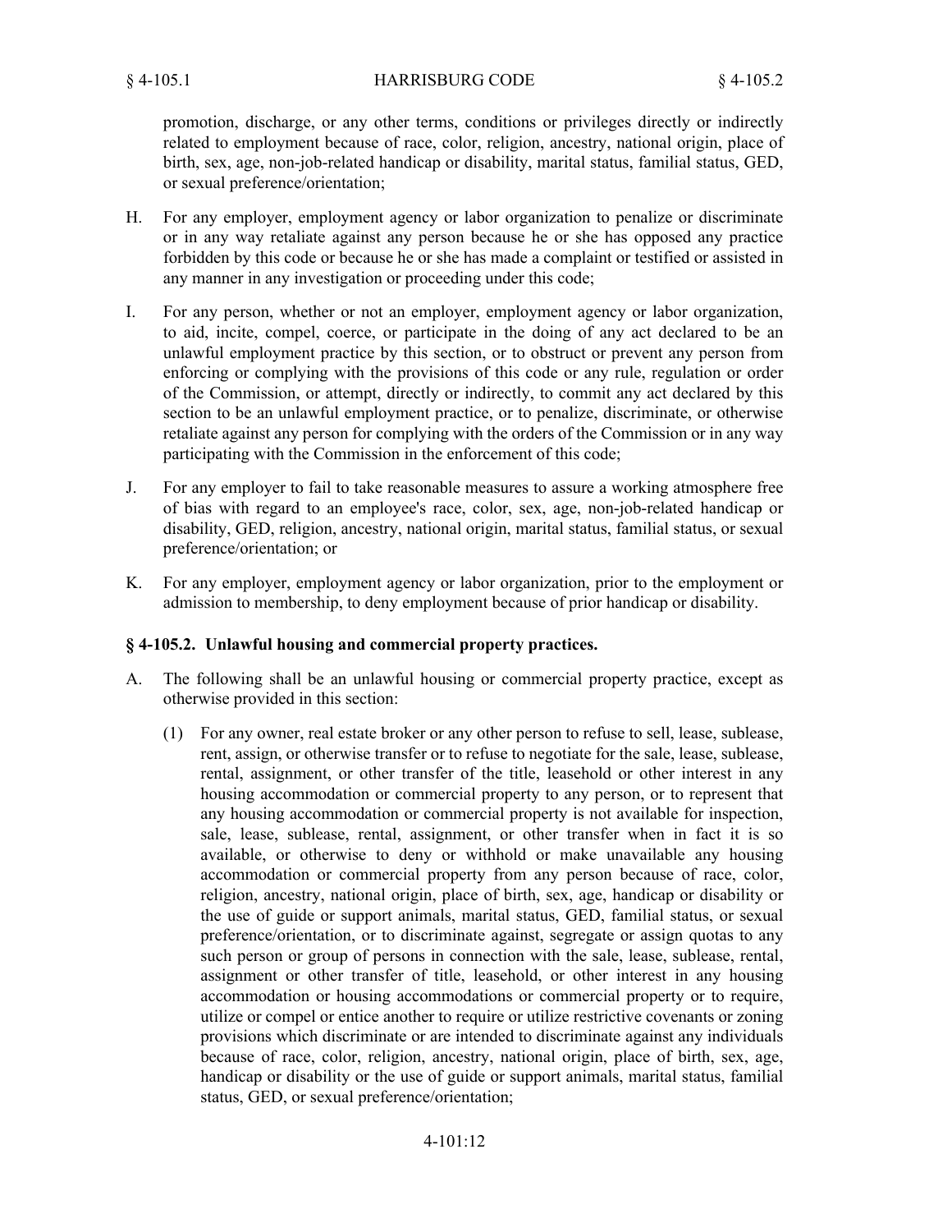promotion, discharge, or any other terms, conditions or privileges directly or indirectly related to employment because of race, color, religion, ancestry, national origin, place of birth, sex, age, non-job-related handicap or disability, marital status, familial status, GED, or sexual preference/orientation;

H. For any employer, employment agency or labor organization to penalize or discriminate or in any way retaliate against any person because he or she has opposed any practice forbidden by this code or because he or she has made a complaint or testified or assisted in any manner in any investigation or proceeding under this code;

I. For any person, whether or not an employer, employment agency or labor organization, to aid, incite, compel, coerce, or participate in the doing of any act declared to be an unlawful employment practice by this section, or to obstruct or prevent any person from enforcing or complying with the provisions of this code or any rule, regulation or order of the Commission, or attempt, directly or indirectly, to commit any act declared by this section to be an unlawful employment practice, or to penalize, discriminate, or otherwise retaliate against any person for complying with the orders of the Commission or in any way participating with the Commission in the enforcement of this code;

J. For any employer to fail to take reasonable measures to assure a working atmosphere free of bias with regard to an employee's race, color, sex, age, non-job-related handicap or disability, GED, religion, ancestry, national origin, marital status, familial status, or sexual preference/orientation; or

K. For any employer, employment agency or labor organization, prior to the employment or admission to membership, to deny employment because of prior handicap or disability.

### § 4-105.2. Unlawful housing and commercial property practices.

A. The following shall be an unlawful housing or commercial property practice, except as otherwise provided in this section:

   (1) For any owner, real estate broker or any other person to refuse to sell, lease, sublease, rent, assign, or otherwise transfer or to refuse to negotiate for the sale, lease, sublease, rental, assignment, or other transfer of the title, leasehold or other interest in any housing accommodation or commercial property to any person, or to represent that any housing accommodation or commercial property is not available for inspection, sale, lease, sublease, rental, assignment, or other transfer when in fact it is so available, or otherwise to deny or withhold or make unavailable any housing accommodation or commercial property from any person because of race, color, religion, ancestry, national origin, place of birth, sex, age, handicap or disability or the use of guide or support animals, marital status, GED, familial status, or sexual preference/orientation, or to discriminate against, segregate or assign quotas to any such person or group of persons in connection with the sale, lease, sublease, rental, assignment or other transfer of title, leasehold, or other interest in any housing accommodation or housing accommodations or commercial property or to require, utilize or compel or entice another to require or utilize restrictive covenants or zoning provisions which discriminate or are intended to discriminate against any individuals because of race, color, religion, ancestry, national origin, place of birth, sex, age, handicap or disability or the use of guide or support animals, marital status, familial status, GED, or sexual preference/orientation;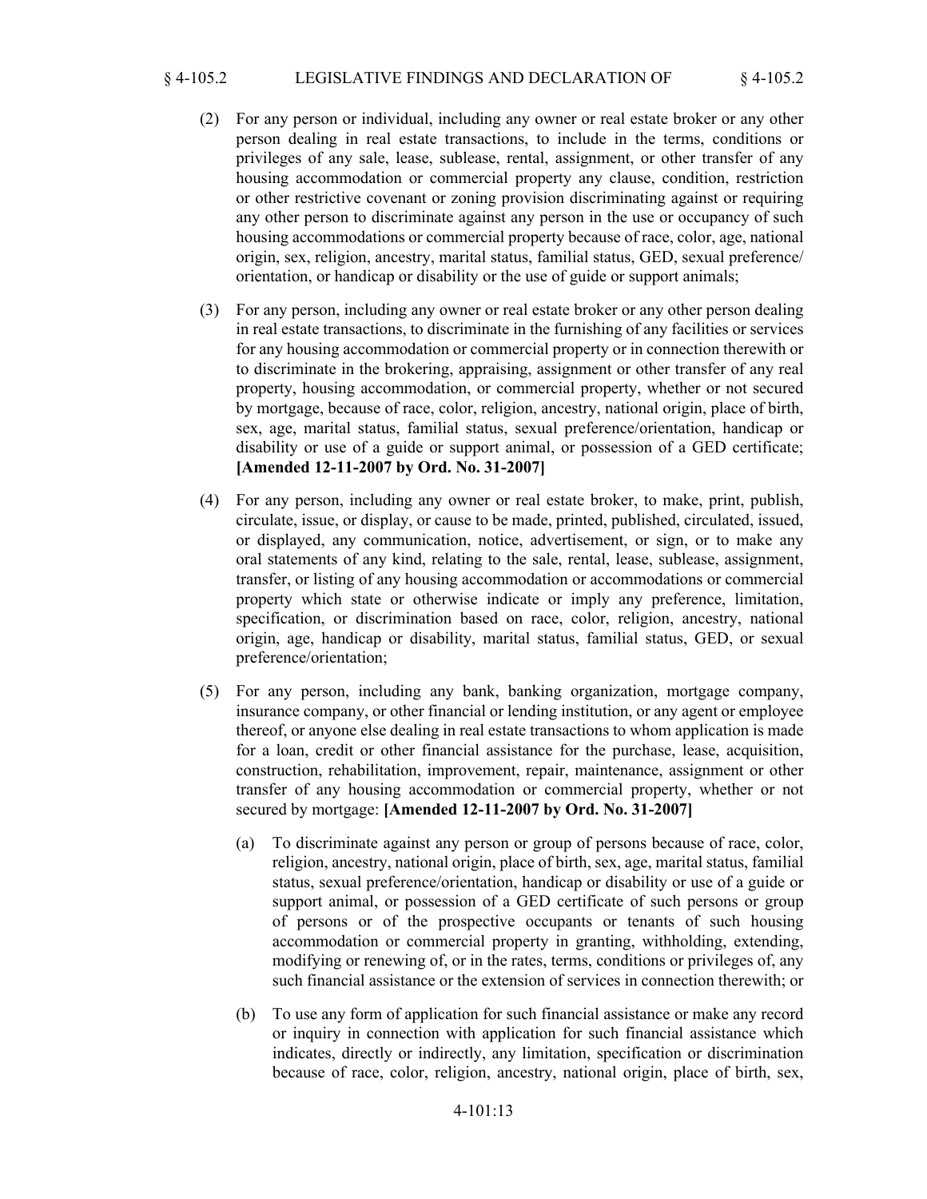(2) For any person or individual, including any owner or real estate broker or any other person dealing in real estate transactions, to include in the terms, conditions or privileges of any sale, lease, sublease, rental, assignment, or other transfer of any housing accommodation or commercial property any clause, condition, restriction or other restrictive covenant or zoning provision discriminating against or requiring any other person to discriminate against any person in the use or occupancy of such housing accommodations or commercial property because of race, color, age, national origin, sex, religion, ancestry, marital status, familial status, GED, sexual preference/ orientation, or handicap or disability or the use of guide or support animals;

(3) For any person, including any owner or real estate broker or any other person dealing in real estate transactions, to discriminate in the furnishing of any facilities or services for any housing accommodation or commercial property or in connection therewith or to discriminate in the brokering, appraising, assignment or other transfer of any real property, housing accommodation, or commercial property, whether or not secured by mortgage, because of race, color, religion, ancestry, national origin, place of birth, sex, age, marital status, familial status, sexual preference/orientation, handicap or disability or use of a guide or support animal, or possession of a GED certificate; **[Amended 12-11-2007 by Ord. No. 31-2007]**

(4) For any person, including any owner or real estate broker, to make, print, publish, circulate, issue, or display, or cause to be made, printed, published, circulated, issued, or displayed, any communication, notice, advertisement, or sign, or to make any oral statements of any kind, relating to the sale, rental, lease, sublease, assignment, transfer, or listing of any housing accommodation or accommodations or commercial property which state or otherwise indicate or imply any preference, limitation, specification, or discrimination based on race, color, religion, ancestry, national origin, age, handicap or disability, marital status, familial status, GED, or sexual preference/orientation;

(5) For any person, including any bank, banking organization, mortgage company, insurance company, or other financial or lending institution, or any agent or employee thereof, or anyone else dealing in real estate transactions to whom application is made for a loan, credit or other financial assistance for the purchase, lease, acquisition, construction, rehabilitation, improvement, repair, maintenance, assignment or other transfer of any housing accommodation or commercial property, whether or not secured by mortgage: **[Amended 12-11-2007 by Ord. No. 31-2007]**

   (a) To discriminate against any person or group of persons because of race, color, religion, ancestry, national origin, place of birth, sex, age, marital status, familial status, sexual preference/orientation, handicap or disability or use of a guide or support animal, or possession of a GED certificate of such persons or group of persons or of the prospective occupants or tenants of such housing accommodation or commercial property in granting, withholding, extending, modifying or renewing of, or in the rates, terms, conditions or privileges of, any such financial assistance or the extension of services in connection therewith; or

   (b) To use any form of application for such financial assistance or make any record or inquiry in connection with application for such financial assistance which indicates, directly or indirectly, any limitation, specification or discrimination because of race, color, religion, ancestry, national origin, place of birth, sex,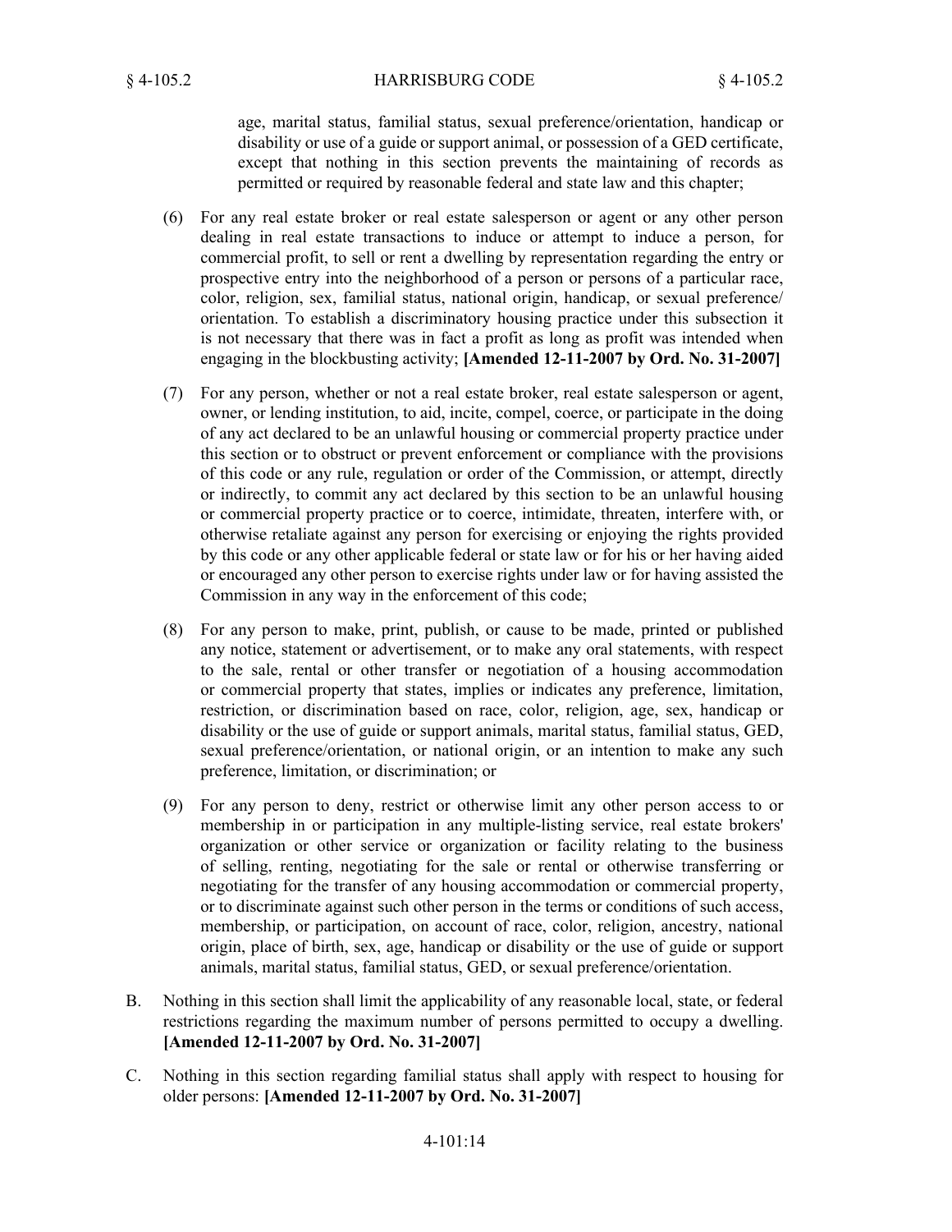age, marital status, familial status, sexual preference/orientation, handicap or disability or use of a guide or support animal, or possession of a GED certificate, except that nothing in this section prevents the maintaining of records as permitted or required by reasonable federal and state law and this chapter;

(6) For any real estate broker or real estate salesperson or agent or any other person dealing in real estate transactions to induce or attempt to induce a person, for commercial profit, to sell or rent a dwelling by representation regarding the entry or prospective entry into the neighborhood of a person or persons of a particular race, color, religion, sex, familial status, national origin, handicap, or sexual preference/orientation. To establish a discriminatory housing practice under this subsection it is not necessary that there was in fact a profit as long as profit was intended when engaging in the blockbusting activity; **[Amended 12-11-2007 by Ord. No. 31-2007]**

(7) For any person, whether or not a real estate broker, real estate salesperson or agent, owner, or lending institution, to aid, incite, compel, coerce, or participate in the doing of any act declared to be an unlawful housing or commercial property practice under this section or to obstruct or prevent enforcement or compliance with the provisions of this code or any rule, regulation or order of the Commission, or attempt, directly or indirectly, to commit any act declared by this section to be an unlawful housing or commercial property practice or to coerce, intimidate, threaten, interfere with, or otherwise retaliate against any person for exercising or enjoying the rights provided by this code or any other applicable federal or state law or for his or her having aided or encouraged any other person to exercise rights under law or for having assisted the Commission in any way in the enforcement of this code;

(8) For any person to make, print, publish, or cause to be made, printed or published any notice, statement or advertisement, or to make any oral statements, with respect to the sale, rental or other transfer or negotiation of a housing accommodation or commercial property that states, implies or indicates any preference, limitation, restriction, or discrimination based on race, color, religion, age, sex, handicap or disability or the use of guide or support animals, marital status, familial status, GED, sexual preference/orientation, or national origin, or an intention to make any such preference, limitation, or discrimination; or

(9) For any person to deny, restrict or otherwise limit any other person access to or membership in or participation in any multiple-listing service, real estate brokers' organization or other service or organization or facility relating to the business of selling, renting, negotiating for the sale or rental or otherwise transferring or negotiating for the transfer of any housing accommodation or commercial property, or to discriminate against such other person in the terms or conditions of such access, membership, or participation, on account of race, color, religion, ancestry, national origin, place of birth, sex, age, handicap or disability or the use of guide or support animals, marital status, familial status, GED, or sexual preference/orientation.

B. Nothing in this section shall limit the applicability of any reasonable local, state, or federal restrictions regarding the maximum number of persons permitted to occupy a dwelling. **[Amended 12-11-2007 by Ord. No. 31-2007]**

C. Nothing in this section regarding familial status shall apply with respect to housing for older persons: **[Amended 12-11-2007 by Ord. No. 31-2007]**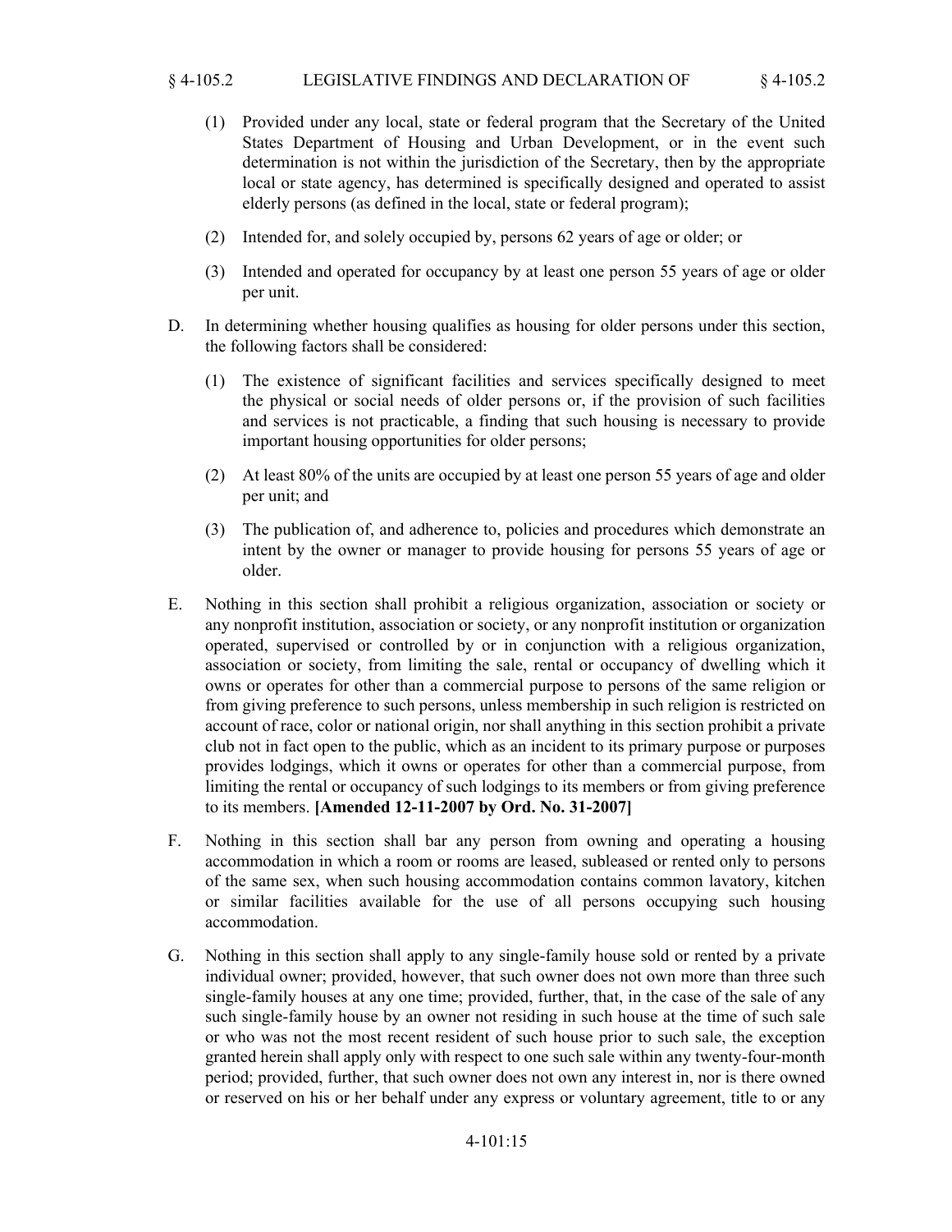(1) Provided under any local, state or federal program that the Secretary of the United States Department of Housing and Urban Development, or in the event such determination is not within the jurisdiction of the Secretary, then by the appropriate local or state agency, has determined is specifically designed and operated to assist elderly persons (as defined in the local, state or federal program);

(2) Intended for, and solely occupied by, persons 62 years of age or older; or

(3) Intended and operated for occupancy by at least one person 55 years of age or older per unit.

D. In determining whether housing qualifies as housing for older persons under this section, the following factors shall be considered:

(1) The existence of significant facilities and services specifically designed to meet the physical or social needs of older persons or, if the provision of such facilities and services is not practicable, a finding that such housing is necessary to provide important housing opportunities for older persons;

(2) At least 80% of the units are occupied by at least one person 55 years of age and older per unit; and

(3) The publication of, and adherence to, policies and procedures which demonstrate an intent by the owner or manager to provide housing for persons 55 years of age or older.

E. Nothing in this section shall prohibit a religious organization, association or society or any nonprofit institution, association or society, or any nonprofit institution or organization operated, supervised or controlled by or in conjunction with a religious organization, association or society, from limiting the sale, rental or occupancy of dwelling which it owns or operates for other than a commercial purpose to persons of the same religion or from giving preference to such persons, unless membership in such religion is restricted on account of race, color or national origin, nor shall anything in this section prohibit a private club not in fact open to the public, which as an incident to its primary purpose or purposes provides lodgings, which it owns or operates for other than a commercial purpose, from limiting the rental or occupancy of such lodgings to its members or from giving preference to its members. **[Amended 12-11-2007 by Ord. No. 31-2007]**

F. Nothing in this section shall bar any person from owning and operating a housing accommodation in which a room or rooms are leased, subleased or rented only to persons of the same sex, when such housing accommodation contains common lavatory, kitchen or similar facilities available for the use of all persons occupying such housing accommodation.

G. Nothing in this section shall apply to any single-family house sold or rented by a private individual owner; provided, however, that such owner does not own more than three such single-family houses at any one time; provided, further, that, in the case of the sale of any such single-family house by an owner not residing in such house at the time of such sale or who was not the most recent resident of such house prior to such sale, the exception granted herein shall apply only with respect to one such sale within any twenty-four-month period; provided, further, that such owner does not own any interest in, nor is there owned or reserved on his or her behalf under any express or voluntary agreement, title to or any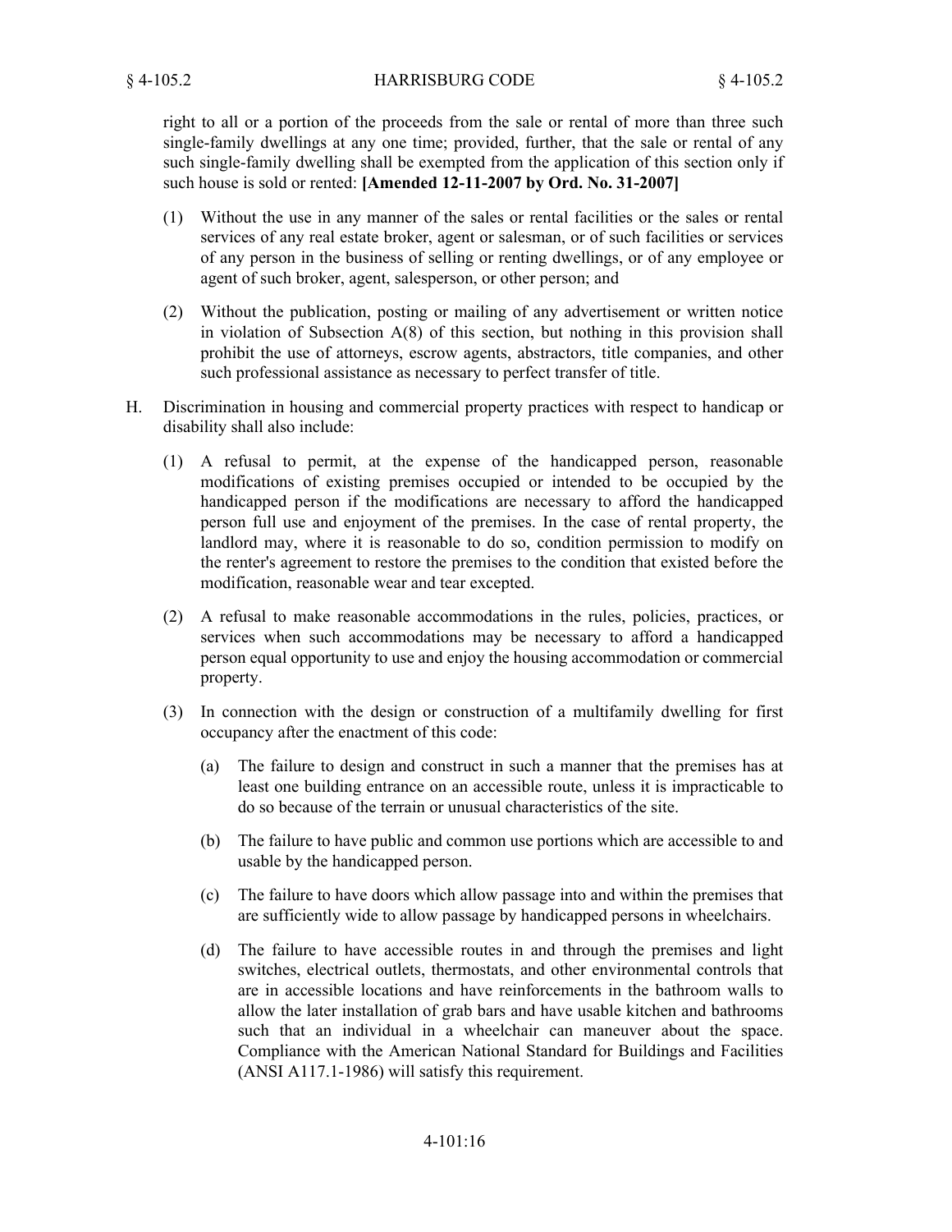right to all or a portion of the proceeds from the sale or rental of more than three such single-family dwellings at any one time; provided, further, that the sale or rental of any such single-family dwelling shall be exempted from the application of this section only if such house is sold or rented: **[Amended 12-11-2007 by Ord. No. 31-2007]**

(1) Without the use in any manner of the sales or rental facilities or the sales or rental services of any real estate broker, agent or salesman, or of such facilities or services of any person in the business of selling or renting dwellings, or of any employee or agent of such broker, agent, salesperson, or other person; and

(2) Without the publication, posting or mailing of any advertisement or written notice in violation of Subsection A(8) of this section, but nothing in this provision shall prohibit the use of attorneys, escrow agents, abstractors, title companies, and other such professional assistance as necessary to perfect transfer of title.

H. Discrimination in housing and commercial property practices with respect to handicap or disability shall also include:

(1) A refusal to permit, at the expense of the handicapped person, reasonable modifications of existing premises occupied or intended to be occupied by the handicapped person if the modifications are necessary to afford the handicapped person full use and enjoyment of the premises. In the case of rental property, the landlord may, where it is reasonable to do so, condition permission to modify on the renter's agreement to restore the premises to the condition that existed before the modification, reasonable wear and tear excepted.

(2) A refusal to make reasonable accommodations in the rules, policies, practices, or services when such accommodations may be necessary to afford a handicapped person equal opportunity to use and enjoy the housing accommodation or commercial property.

(3) In connection with the design or construction of a multifamily dwelling for first occupancy after the enactment of this code:

(a) The failure to design and construct in such a manner that the premises has at least one building entrance on an accessible route, unless it is impracticable to do so because of the terrain or unusual characteristics of the site.

(b) The failure to have public and common use portions which are accessible to and usable by the handicapped person.

(c) The failure to have doors which allow passage into and within the premises that are sufficiently wide to allow passage by handicapped persons in wheelchairs.

(d) The failure to have accessible routes in and through the premises and light switches, electrical outlets, thermostats, and other environmental controls that are in accessible locations and have reinforcements in the bathroom walls to allow the later installation of grab bars and have usable kitchen and bathrooms such that an individual in a wheelchair can maneuver about the space. Compliance with the American National Standard for Buildings and Facilities (ANSI A117.1-1986) will satisfy this requirement.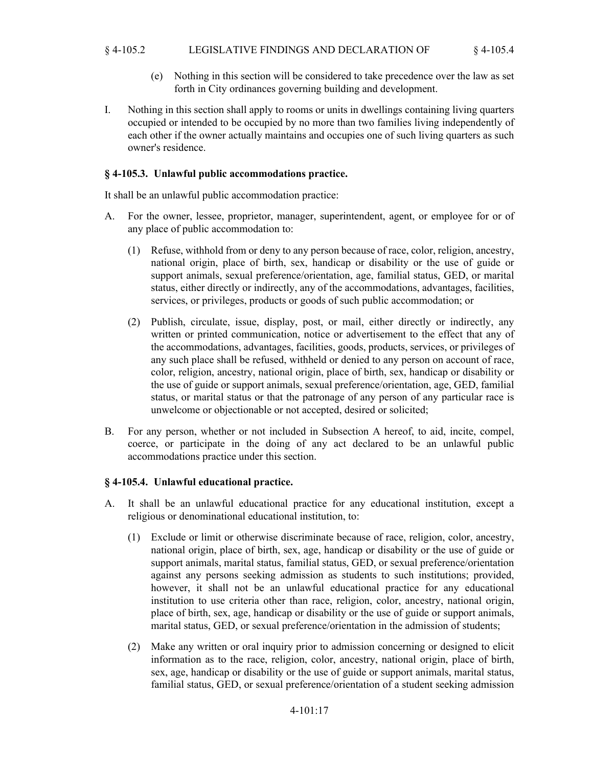(e) Nothing in this section will be considered to take precedence over the law as set forth in City ordinances governing building and development.

I. Nothing in this section shall apply to rooms or units in dwellings containing living quarters occupied or intended to be occupied by no more than two families living independently of each other if the owner actually maintains and occupies one of such living quarters as such owner's residence.

### § 4-105.3. Unlawful public accommodations practice.

It shall be an unlawful public accommodation practice:

A. For the owner, lessee, proprietor, manager, superintendent, agent, or employee for or of any place of public accommodation to:

(1) Refuse, withhold from or deny to any person because of race, color, religion, ancestry, national origin, place of birth, sex, handicap or disability or the use of guide or support animals, sexual preference/orientation, age, familial status, GED, or marital status, either directly or indirectly, any of the accommodations, advantages, facilities, services, or privileges, products or goods of such public accommodation; or

(2) Publish, circulate, issue, display, post, or mail, either directly or indirectly, any written or printed communication, notice or advertisement to the effect that any of the accommodations, advantages, facilities, goods, products, services, or privileges of any such place shall be refused, withheld or denied to any person on account of race, color, religion, ancestry, national origin, place of birth, sex, handicap or disability or the use of guide or support animals, sexual preference/orientation, age, GED, familial status, or marital status or that the patronage of any person of any particular race is unwelcome or objectionable or not accepted, desired or solicited;

B. For any person, whether or not included in Subsection A hereof, to aid, incite, compel, coerce, or participate in the doing of any act declared to be an unlawful public accommodations practice under this section.

### § 4-105.4. Unlawful educational practice.

A. It shall be an unlawful educational practice for any educational institution, except a religious or denominational educational institution, to:

(1) Exclude or limit or otherwise discriminate because of race, religion, color, ancestry, national origin, place of birth, sex, age, handicap or disability or the use of guide or support animals, marital status, familial status, GED, or sexual preference/orientation against any persons seeking admission as students to such institutions; provided, however, it shall not be an unlawful educational practice for any educational institution to use criteria other than race, religion, color, ancestry, national origin, place of birth, sex, age, handicap or disability or the use of guide or support animals, marital status, GED, or sexual preference/orientation in the admission of students;

(2) Make any written or oral inquiry prior to admission concerning or designed to elicit information as to the race, religion, color, ancestry, national origin, place of birth, sex, age, handicap or disability or the use of guide or support animals, marital status, familial status, GED, or sexual preference/orientation of a student seeking admission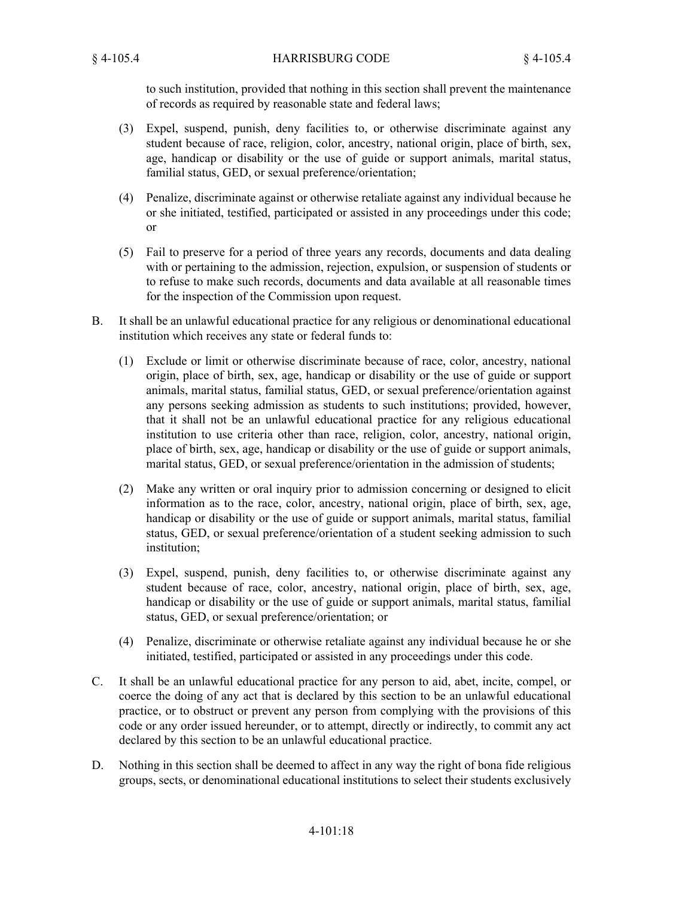to such institution, provided that nothing in this section shall prevent the maintenance of records as required by reasonable state and federal laws;

(3) Expel, suspend, punish, deny facilities to, or otherwise discriminate against any student because of race, religion, color, ancestry, national origin, place of birth, sex, age, handicap or disability or the use of guide or support animals, marital status, familial status, GED, or sexual preference/orientation;

(4) Penalize, discriminate against or otherwise retaliate against any individual because he or she initiated, testified, participated or assisted in any proceedings under this code; or

(5) Fail to preserve for a period of three years any records, documents and data dealing with or pertaining to the admission, rejection, expulsion, or suspension of students or to refuse to make such records, documents and data available at all reasonable times for the inspection of the Commission upon request.

B. It shall be an unlawful educational practice for any religious or denominational educational institution which receives any state or federal funds to:

(1) Exclude or limit or otherwise discriminate because of race, color, ancestry, national origin, place of birth, sex, age, handicap or disability or the use of guide or support animals, marital status, familial status, GED, or sexual preference/orientation against any persons seeking admission as students to such institutions; provided, however, that it shall not be an unlawful educational practice for any religious educational institution to use criteria other than race, religion, color, ancestry, national origin, place of birth, sex, age, handicap or disability or the use of guide or support animals, marital status, GED, or sexual preference/orientation in the admission of students;

(2) Make any written or oral inquiry prior to admission concerning or designed to elicit information as to the race, color, ancestry, national origin, place of birth, sex, age, handicap or disability or the use of guide or support animals, marital status, familial status, GED, or sexual preference/orientation of a student seeking admission to such institution;

(3) Expel, suspend, punish, deny facilities to, or otherwise discriminate against any student because of race, color, ancestry, national origin, place of birth, sex, age, handicap or disability or the use of guide or support animals, marital status, familial status, GED, or sexual preference/orientation; or

(4) Penalize, discriminate or otherwise retaliate against any individual because he or she initiated, testified, participated or assisted in any proceedings under this code.

C. It shall be an unlawful educational practice for any person to aid, abet, incite, compel, or coerce the doing of any act that is declared by this section to be an unlawful educational practice, or to obstruct or prevent any person from complying with the provisions of this code or any order issued hereunder, or to attempt, directly or indirectly, to commit any act declared by this section to be an unlawful educational practice.

D. Nothing in this section shall be deemed to affect in any way the right of bona fide religious groups, sects, or denominational educational institutions to select their students exclusively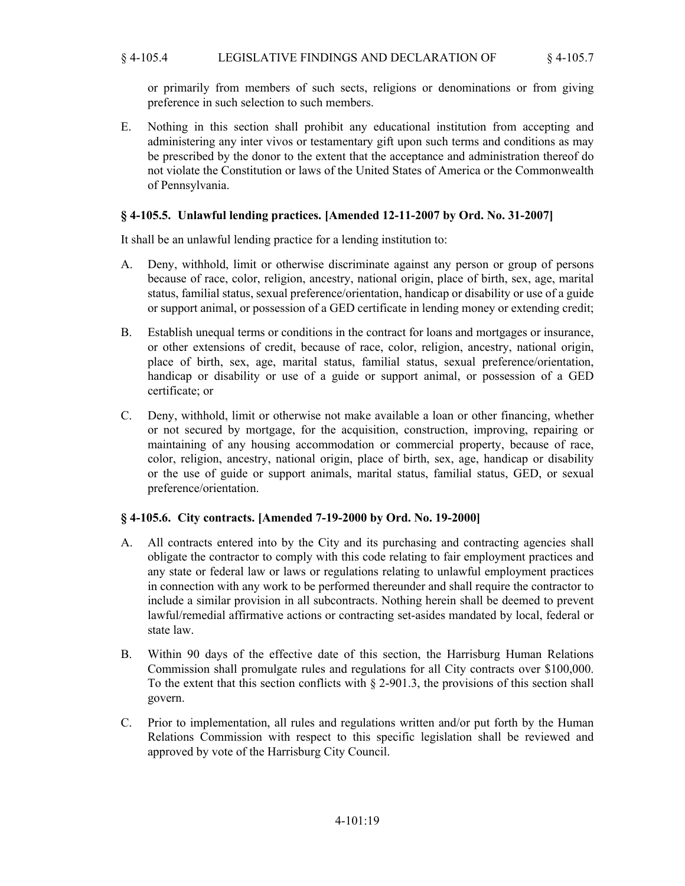or primarily from members of such sects, religions or denominations or from giving preference in such selection to such members.

E. Nothing in this section shall prohibit any educational institution from accepting and administering any inter vivos or testamentary gift upon such terms and conditions as may be prescribed by the donor to the extent that the acceptance and administration thereof do not violate the Constitution or laws of the United States of America or the Commonwealth of Pennsylvania.

### § 4-105.5. Unlawful lending practices. [Amended 12-11-2007 by Ord. No. 31-2007]

It shall be an unlawful lending practice for a lending institution to:

A. Deny, withhold, limit or otherwise discriminate against any person or group of persons because of race, color, religion, ancestry, national origin, place of birth, sex, age, marital status, familial status, sexual preference/orientation, handicap or disability or use of a guide or support animal, or possession of a GED certificate in lending money or extending credit;

B. Establish unequal terms or conditions in the contract for loans and mortgages or insurance, or other extensions of credit, because of race, color, religion, ancestry, national origin, place of birth, sex, age, marital status, familial status, sexual preference/orientation, handicap or disability or use of a guide or support animal, or possession of a GED certificate; or

C. Deny, withhold, limit or otherwise not make available a loan or other financing, whether or not secured by mortgage, for the acquisition, construction, improving, repairing or maintaining of any housing accommodation or commercial property, because of race, color, religion, ancestry, national origin, place of birth, sex, age, handicap or disability or the use of guide or support animals, marital status, familial status, GED, or sexual preference/orientation.

### § 4-105.6. City contracts. [Amended 7-19-2000 by Ord. No. 19-2000]

A. All contracts entered into by the City and its purchasing and contracting agencies shall obligate the contractor to comply with this code relating to fair employment practices and any state or federal law or laws or regulations relating to unlawful employment practices in connection with any work to be performed thereunder and shall require the contractor to include a similar provision in all subcontracts. Nothing herein shall be deemed to prevent lawful/remedial affirmative actions or contracting set-asides mandated by local, federal or state law.

B. Within 90 days of the effective date of this section, the Harrisburg Human Relations Commission shall promulgate rules and regulations for all City contracts over $100,000. To the extent that this section conflicts with § 2-901.3, the provisions of this section shall govern.

C. Prior to implementation, all rules and regulations written and/or put forth by the Human Relations Commission with respect to this specific legislation shall be reviewed and approved by vote of the Harrisburg City Council.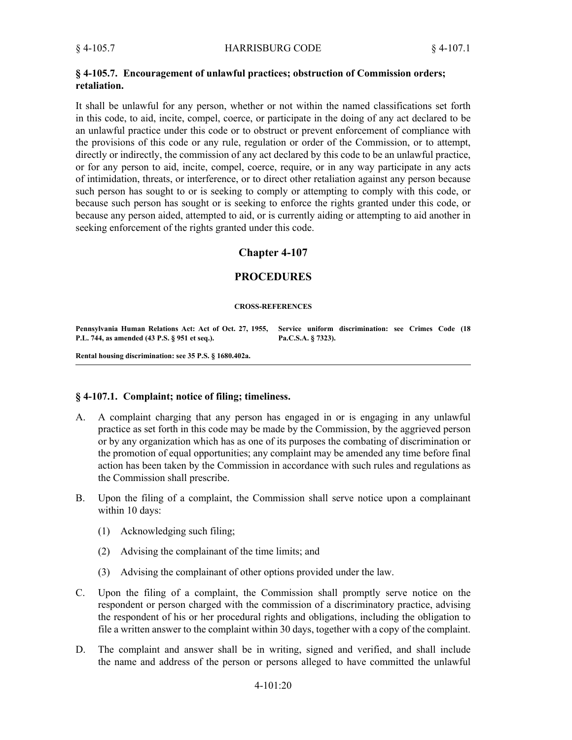### § 4-105.7. Encouragement of unlawful practices; obstruction of Commission orders; retaliation.

It shall be unlawful for any person, whether or not within the named classifications set forth in this code, to aid, incite, compel, coerce, or participate in the doing of any act declared to be an unlawful practice under this code or to obstruct or prevent enforcement of compliance with the provisions of this code or any rule, regulation or order of the Commission, or to attempt, directly or indirectly, the commission of any act declared by this code to be an unlawful practice, or for any person to aid, incite, compel, coerce, require, or in any way participate in any acts of intimidation, threats, or interference, or to direct other retaliation against any person because such person has sought to or is seeking to comply or attempting to comply with this code, or because such person has sought or is seeking to enforce the rights granted under this code, or because any person aided, attempted to aid, or is currently aiding or attempting to aid another in seeking enforcement of the rights granted under this code.

## Chapter 4-107

## PROCEDURES

**CROSS-REFERENCES**

**Pennsylvania Human Relations Act: Act of Oct. 27, 1955, P.L. 744, as amended (43 P.S. § 951 et seq.).**

**Rental housing discrimination: see 35 P.S. § 1680.402a.**

**Service uniform discrimination: see Crimes Code (18 Pa.C.S.A. § 7323).**

### § 4-107.1. Complaint; notice of filing; timeliness.

A. A complaint charging that any person has engaged in or is engaging in any unlawful practice as set forth in this code may be made by the Commission, by the aggrieved person or by any organization which has as one of its purposes the combating of discrimination or the promotion of equal opportunities; any complaint may be amended any time before final action has been taken by the Commission in accordance with such rules and regulations as the Commission shall prescribe.

B. Upon the filing of a complaint, the Commission shall serve notice upon a complainant within 10 days:

   (1) Acknowledging such filing;

   (2) Advising the complainant of the time limits; and

   (3) Advising the complainant of other options provided under the law.

C. Upon the filing of a complaint, the Commission shall promptly serve notice on the respondent or person charged with the commission of a discriminatory practice, advising the respondent of his or her procedural rights and obligations, including the obligation to file a written answer to the complaint within 30 days, together with a copy of the complaint.

D. The complaint and answer shall be in writing, signed and verified, and shall include the name and address of the person or persons alleged to have committed the unlawful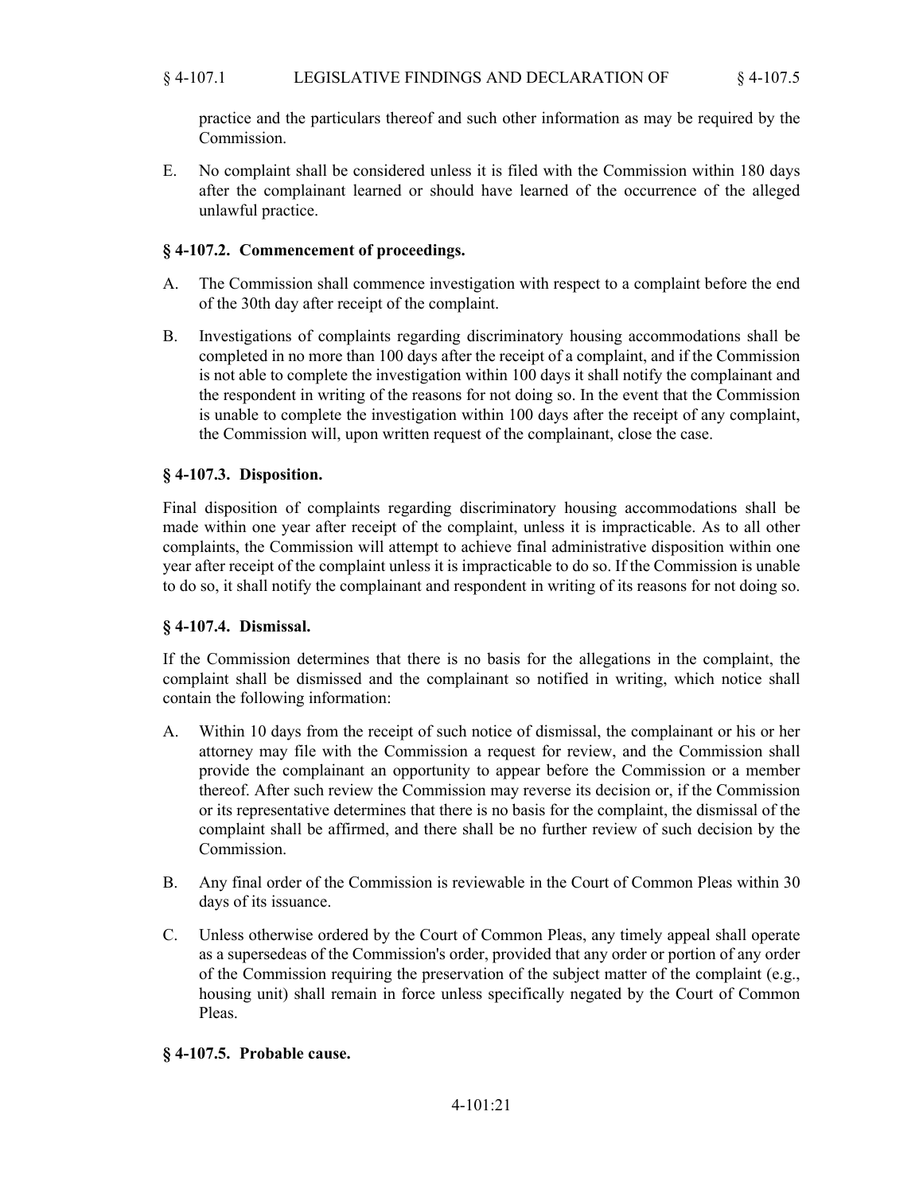practice and the particulars thereof and such other information as may be required by the Commission.

E. No complaint shall be considered unless it is filed with the Commission within 180 days after the complainant learned or should have learned of the occurrence of the alleged unlawful practice.

### § 4-107.2. Commencement of proceedings.

A. The Commission shall commence investigation with respect to a complaint before the end of the 30th day after receipt of the complaint.

B. Investigations of complaints regarding discriminatory housing accommodations shall be completed in no more than 100 days after the receipt of a complaint, and if the Commission is not able to complete the investigation within 100 days it shall notify the complainant and the respondent in writing of the reasons for not doing so. In the event that the Commission is unable to complete the investigation within 100 days after the receipt of any complaint, the Commission will, upon written request of the complainant, close the case.

### § 4-107.3. Disposition.

Final disposition of complaints regarding discriminatory housing accommodations shall be made within one year after receipt of the complaint, unless it is impracticable. As to all other complaints, the Commission will attempt to achieve final administrative disposition within one year after receipt of the complaint unless it is impracticable to do so. If the Commission is unable to do so, it shall notify the complainant and respondent in writing of its reasons for not doing so.

### § 4-107.4. Dismissal.

If the Commission determines that there is no basis for the allegations in the complaint, the complaint shall be dismissed and the complainant so notified in writing, which notice shall contain the following information:

A. Within 10 days from the receipt of such notice of dismissal, the complainant or his or her attorney may file with the Commission a request for review, and the Commission shall provide the complainant an opportunity to appear before the Commission or a member thereof. After such review the Commission may reverse its decision or, if the Commission or its representative determines that there is no basis for the complaint, the dismissal of the complaint shall be affirmed, and there shall be no further review of such decision by the Commission.

B. Any final order of the Commission is reviewable in the Court of Common Pleas within 30 days of its issuance.

C. Unless otherwise ordered by the Court of Common Pleas, any timely appeal shall operate as a supersedeas of the Commission's order, provided that any order or portion of any order of the Commission requiring the preservation of the subject matter of the complaint (e.g., housing unit) shall remain in force unless specifically negated by the Court of Common Pleas.

### § 4-107.5. Probable cause.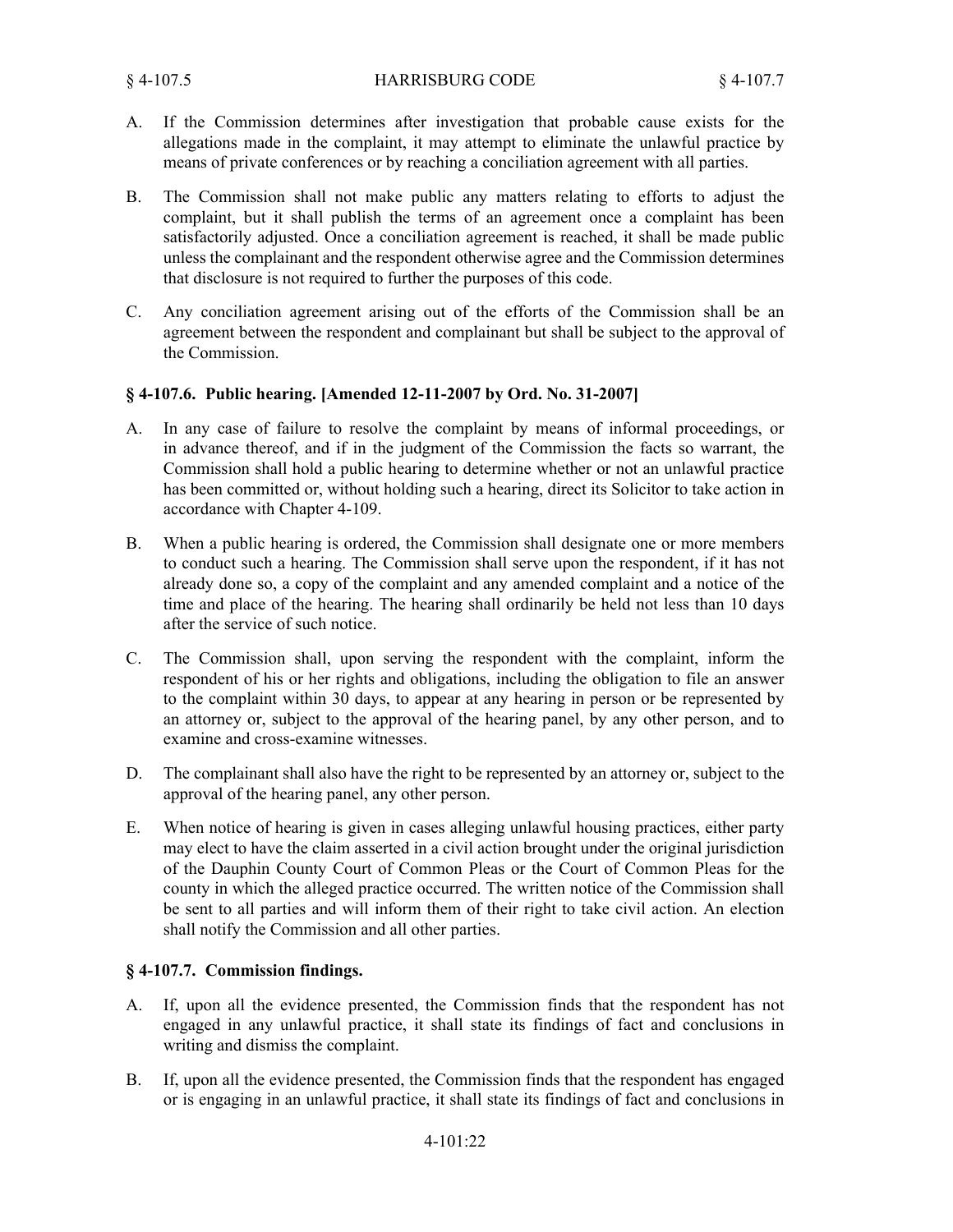A. If the Commission determines after investigation that probable cause exists for the allegations made in the complaint, it may attempt to eliminate the unlawful practice by means of private conferences or by reaching a conciliation agreement with all parties.

B. The Commission shall not make public any matters relating to efforts to adjust the complaint, but it shall publish the terms of an agreement once a complaint has been satisfactorily adjusted. Once a conciliation agreement is reached, it shall be made public unless the complainant and the respondent otherwise agree and the Commission determines that disclosure is not required to further the purposes of this code.

C. Any conciliation agreement arising out of the efforts of the Commission shall be an agreement between the respondent and complainant but shall be subject to the approval of the Commission.

### § 4-107.6. Public hearing. [Amended 12-11-2007 by Ord. No. 31-2007]

A. In any case of failure to resolve the complaint by means of informal proceedings, or in advance thereof, and if in the judgment of the Commission the facts so warrant, the Commission shall hold a public hearing to determine whether or not an unlawful practice has been committed or, without holding such a hearing, direct its Solicitor to take action in accordance with Chapter 4-109.

B. When a public hearing is ordered, the Commission shall designate one or more members to conduct such a hearing. The Commission shall serve upon the respondent, if it has not already done so, a copy of the complaint and any amended complaint and a notice of the time and place of the hearing. The hearing shall ordinarily be held not less than 10 days after the service of such notice.

C. The Commission shall, upon serving the respondent with the complaint, inform the respondent of his or her rights and obligations, including the obligation to file an answer to the complaint within 30 days, to appear at any hearing in person or be represented by an attorney or, subject to the approval of the hearing panel, by any other person, and to examine and cross-examine witnesses.

D. The complainant shall also have the right to be represented by an attorney or, subject to the approval of the hearing panel, any other person.

E. When notice of hearing is given in cases alleging unlawful housing practices, either party may elect to have the claim asserted in a civil action brought under the original jurisdiction of the Dauphin County Court of Common Pleas or the Court of Common Pleas for the county in which the alleged practice occurred. The written notice of the Commission shall be sent to all parties and will inform them of their right to take civil action. An election shall notify the Commission and all other parties.

### § 4-107.7. Commission findings.

A. If, upon all the evidence presented, the Commission finds that the respondent has not engaged in any unlawful practice, it shall state its findings of fact and conclusions in writing and dismiss the complaint.

B. If, upon all the evidence presented, the Commission finds that the respondent has engaged or is engaging in an unlawful practice, it shall state its findings of fact and conclusions in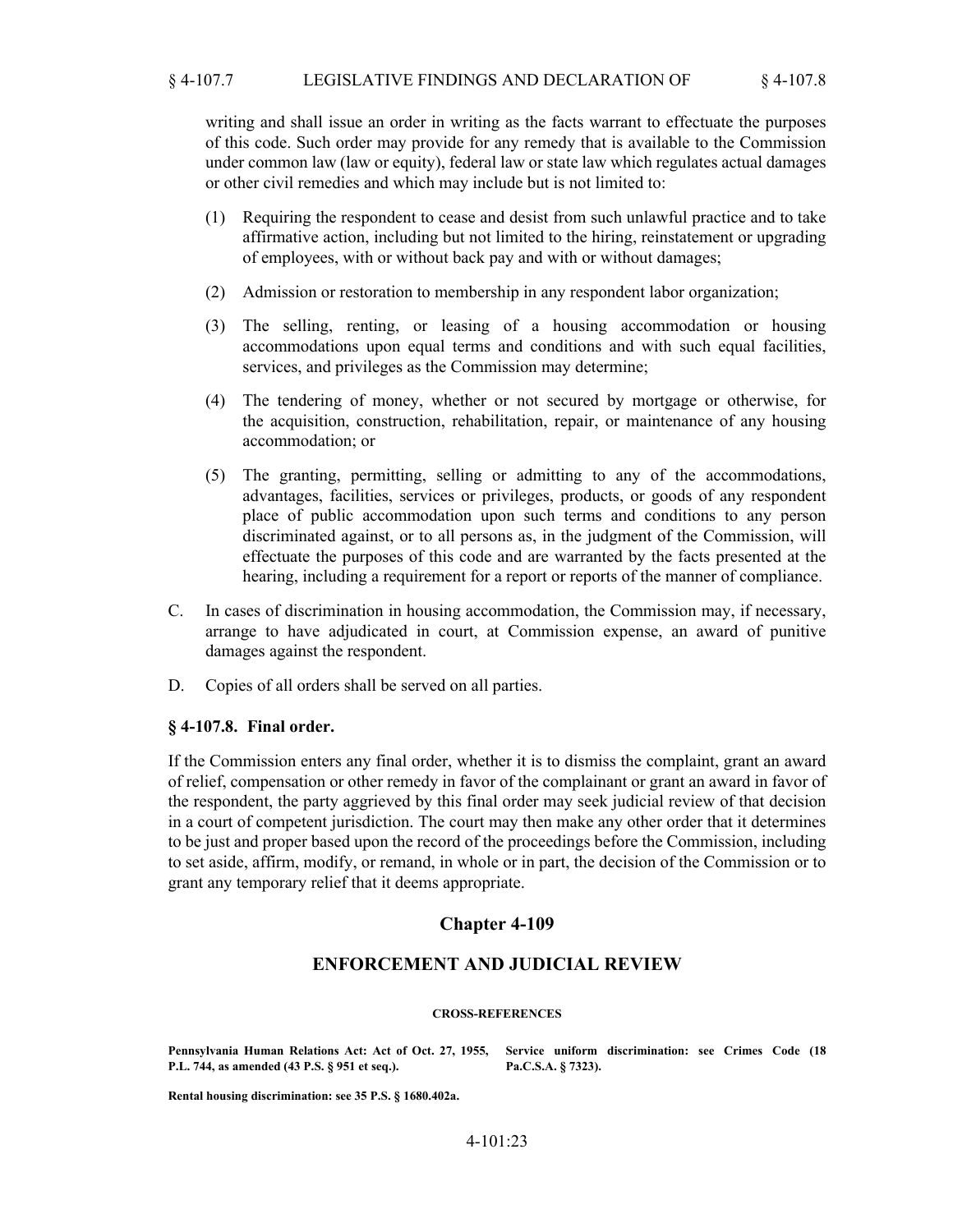writing and shall issue an order in writing as the facts warrant to effectuate the purposes of this code. Such order may provide for any remedy that is available to the Commission under common law (law or equity), federal law or state law which regulates actual damages or other civil remedies and which may include but is not limited to:

(1) Requiring the respondent to cease and desist from such unlawful practice and to take affirmative action, including but not limited to the hiring, reinstatement or upgrading of employees, with or without back pay and with or without damages;

(2) Admission or restoration to membership in any respondent labor organization;

(3) The selling, renting, or leasing of a housing accommodation or housing accommodations upon equal terms and conditions and with such equal facilities, services, and privileges as the Commission may determine;

(4) The tendering of money, whether or not secured by mortgage or otherwise, for the acquisition, construction, rehabilitation, repair, or maintenance of any housing accommodation; or

(5) The granting, permitting, selling or admitting to any of the accommodations, advantages, facilities, services or privileges, products, or goods of any respondent place of public accommodation upon such terms and conditions to any person discriminated against, or to all persons as, in the judgment of the Commission, will effectuate the purposes of this code and are warranted by the facts presented at the hearing, including a requirement for a report or reports of the manner of compliance.

C. In cases of discrimination in housing accommodation, the Commission may, if necessary, arrange to have adjudicated in court, at Commission expense, an award of punitive damages against the respondent.

D. Copies of all orders shall be served on all parties.

### § 4-107.8. Final order.

If the Commission enters any final order, whether it is to dismiss the complaint, grant an award of relief, compensation or other remedy in favor of the complainant or grant an award in favor of the respondent, the party aggrieved by this final order may seek judicial review of that decision in a court of competent jurisdiction. The court may then make any other order that it determines to be just and proper based upon the record of the proceedings before the Commission, including to set aside, affirm, modify, or remand, in whole or in part, the decision of the Commission or to grant any temporary relief that it deems appropriate.

## Chapter 4-109

## ENFORCEMENT AND JUDICIAL REVIEW

**CROSS-REFERENCES**

**Pennsylvania Human Relations Act: Act of Oct. 27, 1955, P.L. 744, as amended (43 P.S. § 951 et seq.).**

**Service uniform discrimination: see Crimes Code (18 Pa.C.S.A. § 7323).**

**Rental housing discrimination: see 35 P.S. § 1680.402a.**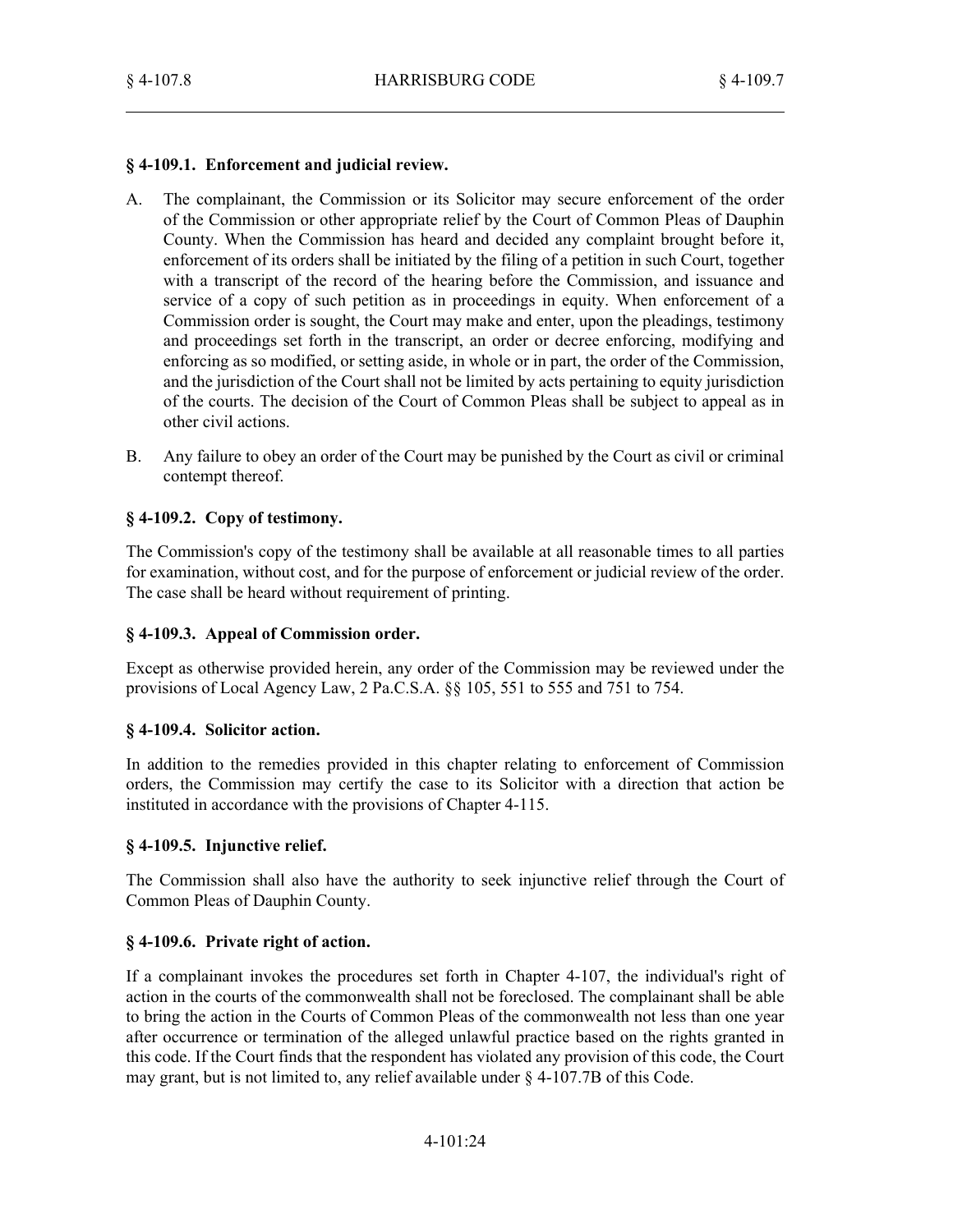### § 4-109.1. Enforcement and judicial review.

A. The complainant, the Commission or its Solicitor may secure enforcement of the order of the Commission or other appropriate relief by the Court of Common Pleas of Dauphin County. When the Commission has heard and decided any complaint brought before it, enforcement of its orders shall be initiated by the filing of a petition in such Court, together with a transcript of the record of the hearing before the Commission, and issuance and service of a copy of such petition as in proceedings in equity. When enforcement of a Commission order is sought, the Court may make and enter, upon the pleadings, testimony and proceedings set forth in the transcript, an order or decree enforcing, modifying and enforcing as so modified, or setting aside, in whole or in part, the order of the Commission, and the jurisdiction of the Court shall not be limited by acts pertaining to equity jurisdiction of the courts. The decision of the Court of Common Pleas shall be subject to appeal as in other civil actions.

B. Any failure to obey an order of the Court may be punished by the Court as civil or criminal contempt thereof.

### § 4-109.2. Copy of testimony.

The Commission's copy of the testimony shall be available at all reasonable times to all parties for examination, without cost, and for the purpose of enforcement or judicial review of the order. The case shall be heard without requirement of printing.

### § 4-109.3. Appeal of Commission order.

Except as otherwise provided herein, any order of the Commission may be reviewed under the provisions of Local Agency Law, 2 Pa.C.S.A. §§ 105, 551 to 555 and 751 to 754.

### § 4-109.4. Solicitor action.

In addition to the remedies provided in this chapter relating to enforcement of Commission orders, the Commission may certify the case to its Solicitor with a direction that action be instituted in accordance with the provisions of Chapter 4-115.

### § 4-109.5. Injunctive relief.

The Commission shall also have the authority to seek injunctive relief through the Court of Common Pleas of Dauphin County.

### § 4-109.6. Private right of action.

If a complainant invokes the procedures set forth in Chapter 4-107, the individual's right of action in the courts of the commonwealth shall not be foreclosed. The complainant shall be able to bring the action in the Courts of Common Pleas of the commonwealth not less than one year after occurrence or termination of the alleged unlawful practice based on the rights granted in this code. If the Court finds that the respondent has violated any provision of this code, the Court may grant, but is not limited to, any relief available under § 4-107.7B of this Code.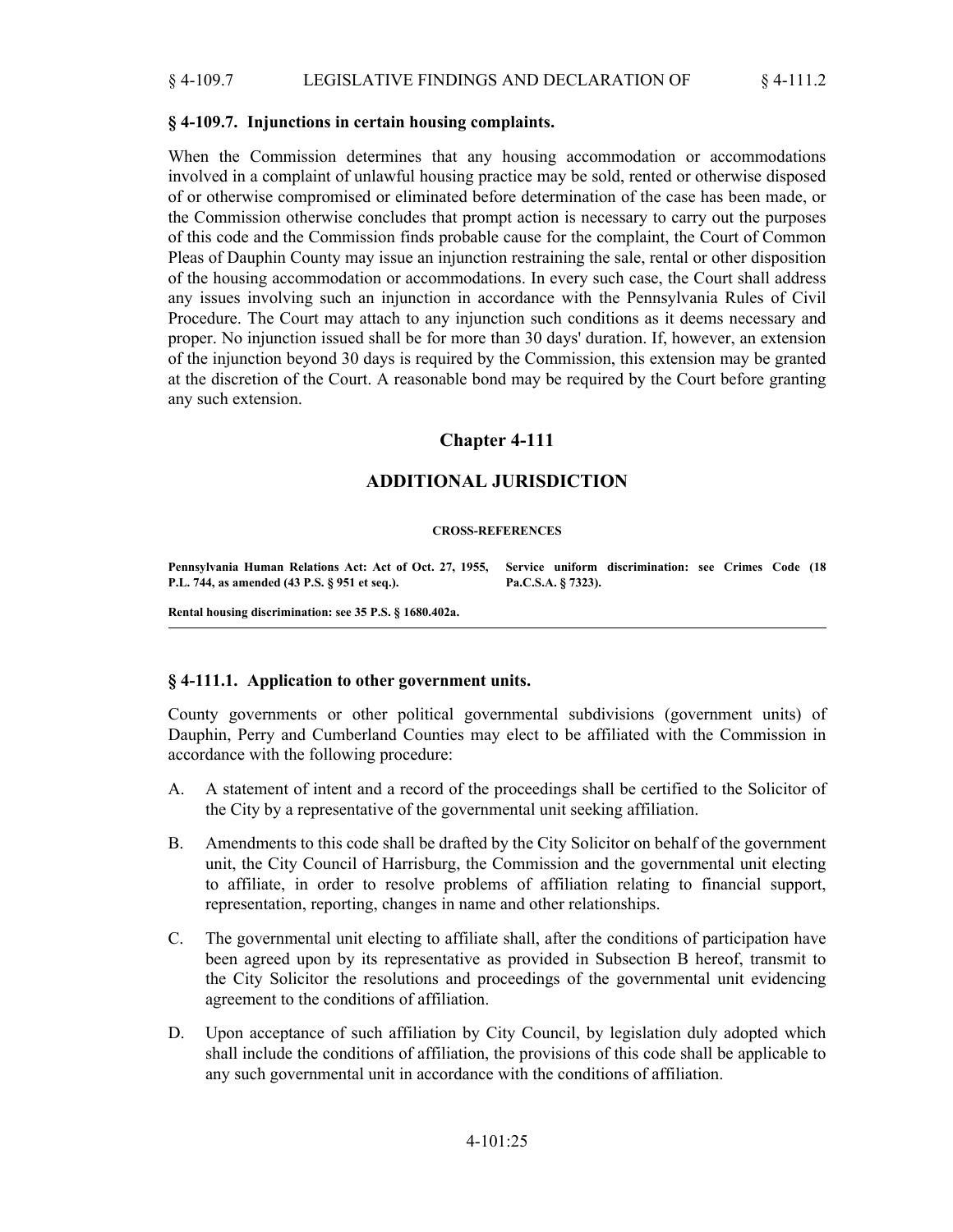### § 4-109.7. Injunctions in certain housing complaints.

When the Commission determines that any housing accommodation or accommodations involved in a complaint of unlawful housing practice may be sold, rented or otherwise disposed of or otherwise compromised or eliminated before determination of the case has been made, or the Commission otherwise concludes that prompt action is necessary to carry out the purposes of this code and the Commission finds probable cause for the complaint, the Court of Common Pleas of Dauphin County may issue an injunction restraining the sale, rental or other disposition of the housing accommodation or accommodations. In every such case, the Court shall address any issues involving such an injunction in accordance with the Pennsylvania Rules of Civil Procedure. The Court may attach to any injunction such conditions as it deems necessary and proper. No injunction issued shall be for more than 30 days' duration. If, however, an extension of the injunction beyond 30 days is required by the Commission, this extension may be granted at the discretion of the Court. A reasonable bond may be required by the Court before granting any such extension.

## Chapter 4-111

## ADDITIONAL JURISDICTION

**CROSS-REFERENCES**

**Pennsylvania Human Relations Act: Act of Oct. 27, 1955, P.L. 744, as amended (43 P.S. § 951 et seq.).**

**Service uniform discrimination: see Crimes Code (18 Pa.C.S.A. § 7323).**

**Rental housing discrimination: see 35 P.S. § 1680.402a.**

### § 4-111.1. Application to other government units.

County governments or other political governmental subdivisions (government units) of Dauphin, Perry and Cumberland Counties may elect to be affiliated with the Commission in accordance with the following procedure:

A. A statement of intent and a record of the proceedings shall be certified to the Solicitor of the City by a representative of the governmental unit seeking affiliation.

B. Amendments to this code shall be drafted by the City Solicitor on behalf of the government unit, the City Council of Harrisburg, the Commission and the governmental unit electing to affiliate, in order to resolve problems of affiliation relating to financial support, representation, reporting, changes in name and other relationships.

C. The governmental unit electing to affiliate shall, after the conditions of participation have been agreed upon by its representative as provided in Subsection B hereof, transmit to the City Solicitor the resolutions and proceedings of the governmental unit evidencing agreement to the conditions of affiliation.

D. Upon acceptance of such affiliation by City Council, by legislation duly adopted which shall include the conditions of affiliation, the provisions of this code shall be applicable to any such governmental unit in accordance with the conditions of affiliation.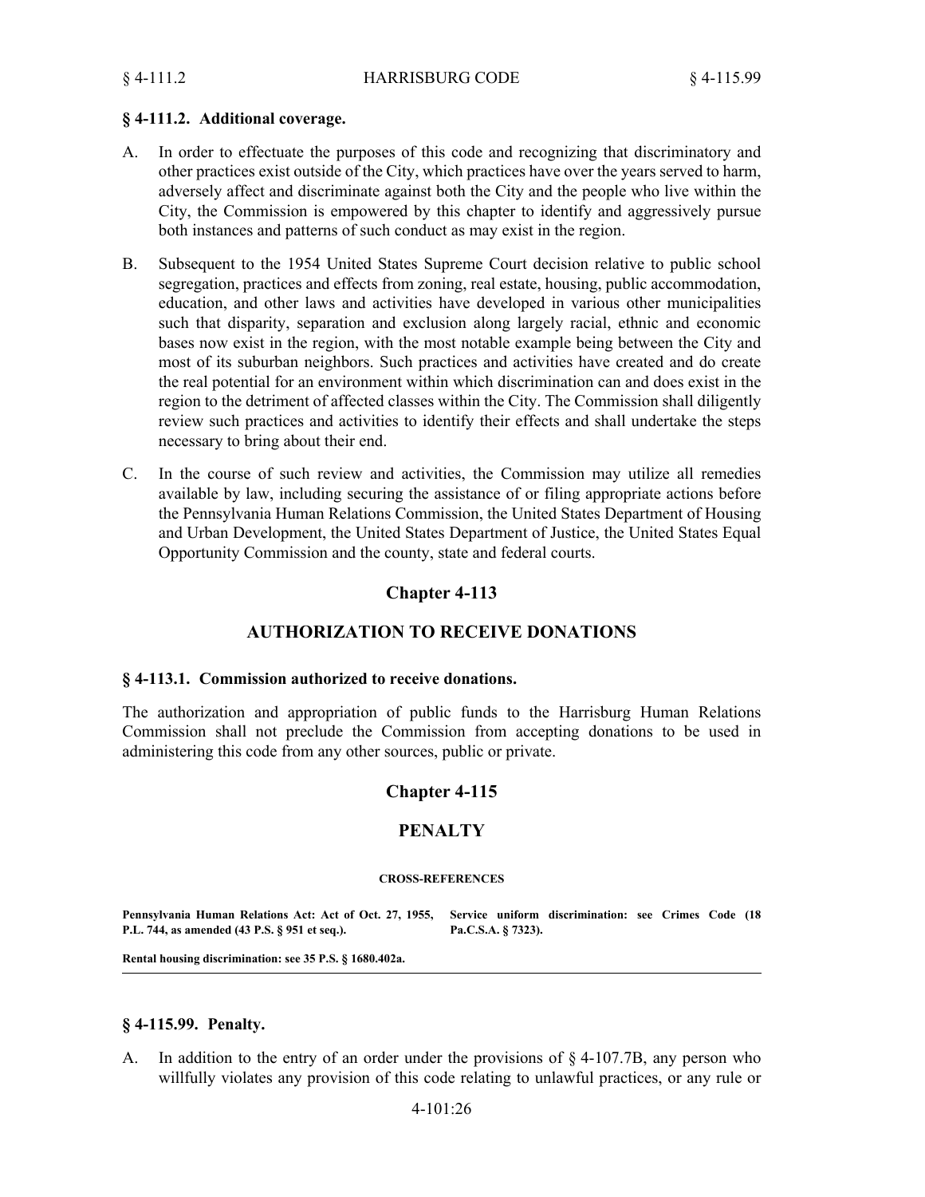### § 4-111.2. Additional coverage.

A. In order to effectuate the purposes of this code and recognizing that discriminatory and other practices exist outside of the City, which practices have over the years served to harm, adversely affect and discriminate against both the City and the people who live within the City, the Commission is empowered by this chapter to identify and aggressively pursue both instances and patterns of such conduct as may exist in the region.

B. Subsequent to the 1954 United States Supreme Court decision relative to public school segregation, practices and effects from zoning, real estate, housing, public accommodation, education, and other laws and activities have developed in various other municipalities such that disparity, separation and exclusion along largely racial, ethnic and economic bases now exist in the region, with the most notable example being between the City and most of its suburban neighbors. Such practices and activities have created and do create the real potential for an environment within which discrimination can and does exist in the region to the detriment of affected classes within the City. The Commission shall diligently review such practices and activities to identify their effects and shall undertake the steps necessary to bring about their end.

C. In the course of such review and activities, the Commission may utilize all remedies available by law, including securing the assistance of or filing appropriate actions before the Pennsylvania Human Relations Commission, the United States Department of Housing and Urban Development, the United States Department of Justice, the United States Equal Opportunity Commission and the county, state and federal courts.

## Chapter 4-113

## AUTHORIZATION TO RECEIVE DONATIONS

### § 4-113.1. Commission authorized to receive donations.

The authorization and appropriation of public funds to the Harrisburg Human Relations Commission shall not preclude the Commission from accepting donations to be used in administering this code from any other sources, public or private.

## Chapter 4-115

## PENALTY

**CROSS-REFERENCES**

**Pennsylvania Human Relations Act: Act of Oct. 27, 1955, P.L. 744, as amended (43 P.S. § 951 et seq.).**

**Rental housing discrimination: see 35 P.S. § 1680.402a.**

**Service uniform discrimination: see Crimes Code (18 Pa.C.S.A. § 7323).**

### § 4-115.99. Penalty.

A. In addition to the entry of an order under the provisions of § 4-107.7B, any person who willfully violates any provision of this code relating to unlawful practices, or any rule or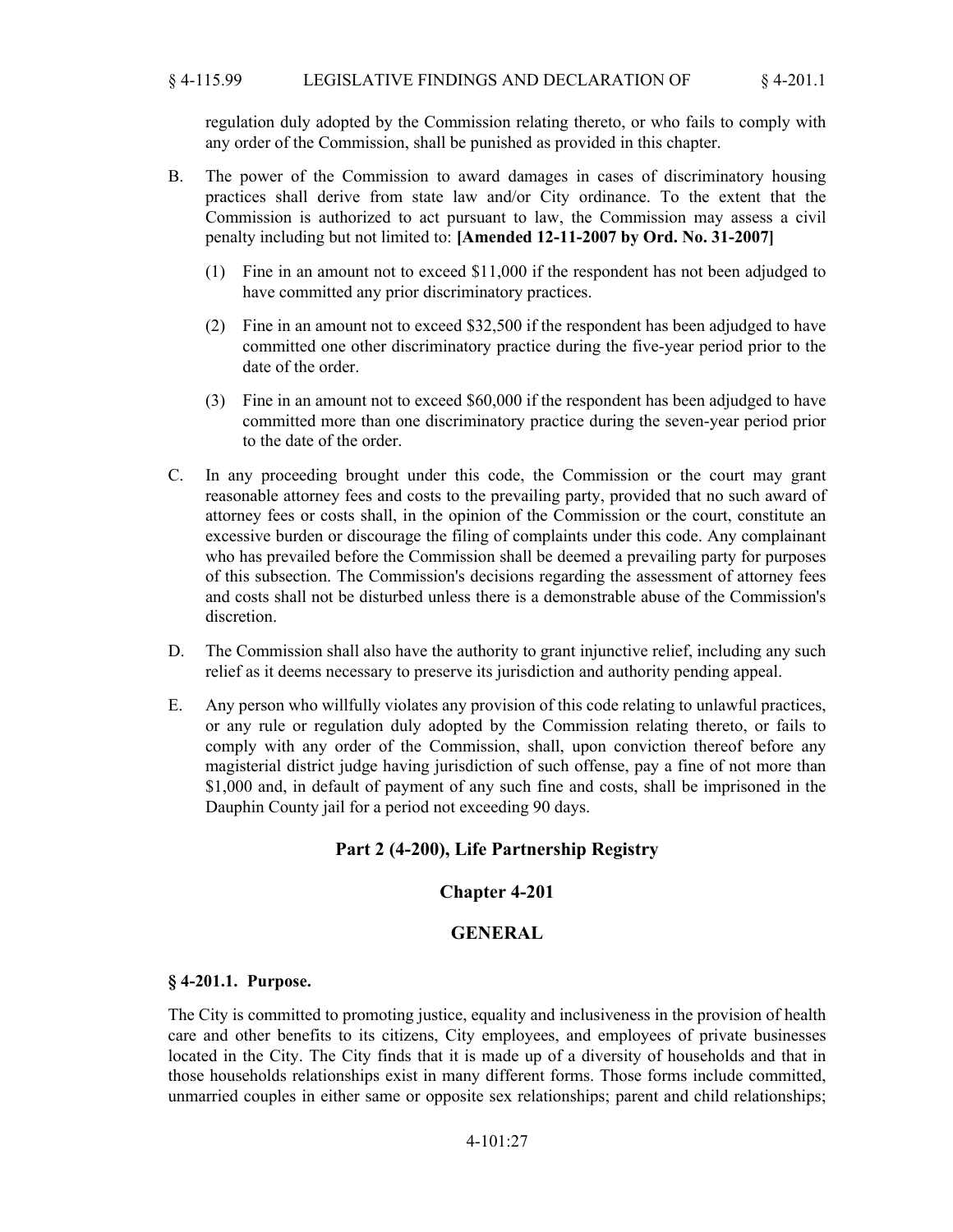regulation duly adopted by the Commission relating thereto, or who fails to comply with any order of the Commission, shall be punished as provided in this chapter.

B. The power of the Commission to award damages in cases of discriminatory housing practices shall derive from state law and/or City ordinance. To the extent that the Commission is authorized to act pursuant to law, the Commission may assess a civil penalty including but not limited to: **[Amended 12-11-2007 by Ord. No. 31-2007]**

  (1) Fine in an amount not to exceed $11,000 if the respondent has not been adjudged to have committed any prior discriminatory practices.

  (2) Fine in an amount not to exceed $32,500 if the respondent has been adjudged to have committed one other discriminatory practice during the five-year period prior to the date of the order.

  (3) Fine in an amount not to exceed $60,000 if the respondent has been adjudged to have committed more than one discriminatory practice during the seven-year period prior to the date of the order.

C. In any proceeding brought under this code, the Commission or the court may grant reasonable attorney fees and costs to the prevailing party, provided that no such award of attorney fees or costs shall, in the opinion of the Commission or the court, constitute an excessive burden or discourage the filing of complaints under this code. Any complainant who has prevailed before the Commission shall be deemed a prevailing party for purposes of this subsection. The Commission's decisions regarding the assessment of attorney fees and costs shall not be disturbed unless there is a demonstrable abuse of the Commission's discretion.

D. The Commission shall also have the authority to grant injunctive relief, including any such relief as it deems necessary to preserve its jurisdiction and authority pending appeal.

E. Any person who willfully violates any provision of this code relating to unlawful practices, or any rule or regulation duly adopted by the Commission relating thereto, or fails to comply with any order of the Commission, shall, upon conviction thereof before any magisterial district judge having jurisdiction of such offense, pay a fine of not more than $1,000 and, in default of payment of any such fine and costs, shall be imprisoned in the Dauphin County jail for a period not exceeding 90 days.

## Part 2 (4-200), Life Partnership Registry

## Chapter 4-201

## GENERAL

### § 4-201.1. Purpose.

The City is committed to promoting justice, equality and inclusiveness in the provision of health care and other benefits to its citizens, City employees, and employees of private businesses located in the City. The City finds that it is made up of a diversity of households and that in those households relationships exist in many different forms. Those forms include committed, unmarried couples in either same or opposite sex relationships; parent and child relationships;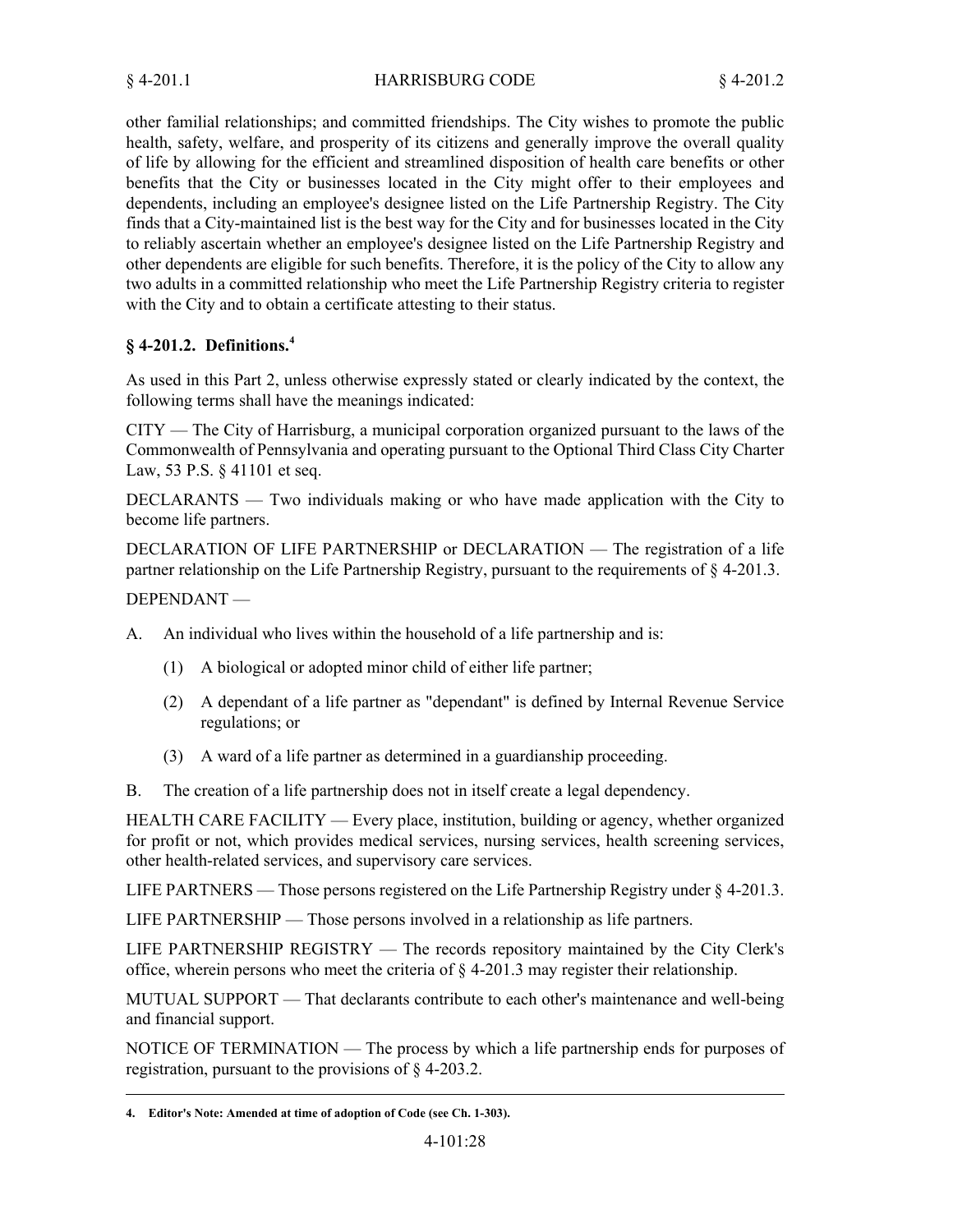other familial relationships; and committed friendships. The City wishes to promote the public health, safety, welfare, and prosperity of its citizens and generally improve the overall quality of life by allowing for the efficient and streamlined disposition of health care benefits or other benefits that the City or businesses located in the City might offer to their employees and dependents, including an employee's designee listed on the Life Partnership Registry. The City finds that a City-maintained list is the best way for the City and for businesses located in the City to reliably ascertain whether an employee's designee listed on the Life Partnership Registry and other dependents are eligible for such benefits. Therefore, it is the policy of the City to allow any two adults in a committed relationship who meet the Life Partnership Registry criteria to register with the City and to obtain a certificate attesting to their status.

### § 4-201.2. Definitions.[4]

As used in this Part 2, unless otherwise expressly stated or clearly indicated by the context, the following terms shall have the meanings indicated:

CITY — The City of Harrisburg, a municipal corporation organized pursuant to the laws of the Commonwealth of Pennsylvania and operating pursuant to the Optional Third Class City Charter Law, 53 P.S. § 41101 et seq.

DECLARANTS — Two individuals making or who have made application with the City to become life partners.

DECLARATION OF LIFE PARTNERSHIP or DECLARATION — The registration of a life partner relationship on the Life Partnership Registry, pursuant to the requirements of § 4-201.3.

DEPENDANT —

A. An individual who lives within the household of a life partnership and is:

   (1) A biological or adopted minor child of either life partner;

   (2) A dependant of a life partner as "dependant" is defined by Internal Revenue Service regulations; or

   (3) A ward of a life partner as determined in a guardianship proceeding.

B. The creation of a life partnership does not in itself create a legal dependency.

HEALTH CARE FACILITY — Every place, institution, building or agency, whether organized for profit or not, which provides medical services, nursing services, health screening services, other health-related services, and supervisory care services.

LIFE PARTNERS — Those persons registered on the Life Partnership Registry under § 4-201.3.

LIFE PARTNERSHIP — Those persons involved in a relationship as life partners.

LIFE PARTNERSHIP REGISTRY — The records repository maintained by the City Clerk's office, wherein persons who meet the criteria of § 4-201.3 may register their relationship.

MUTUAL SUPPORT — That declarants contribute to each other's maintenance and well-being and financial support.

NOTICE OF TERMINATION — The process by which a life partnership ends for purposes of registration, pursuant to the provisions of § 4-203.2.

---

**4. Editor's Note: Amended at time of adoption of Code (see Ch. 1-303).**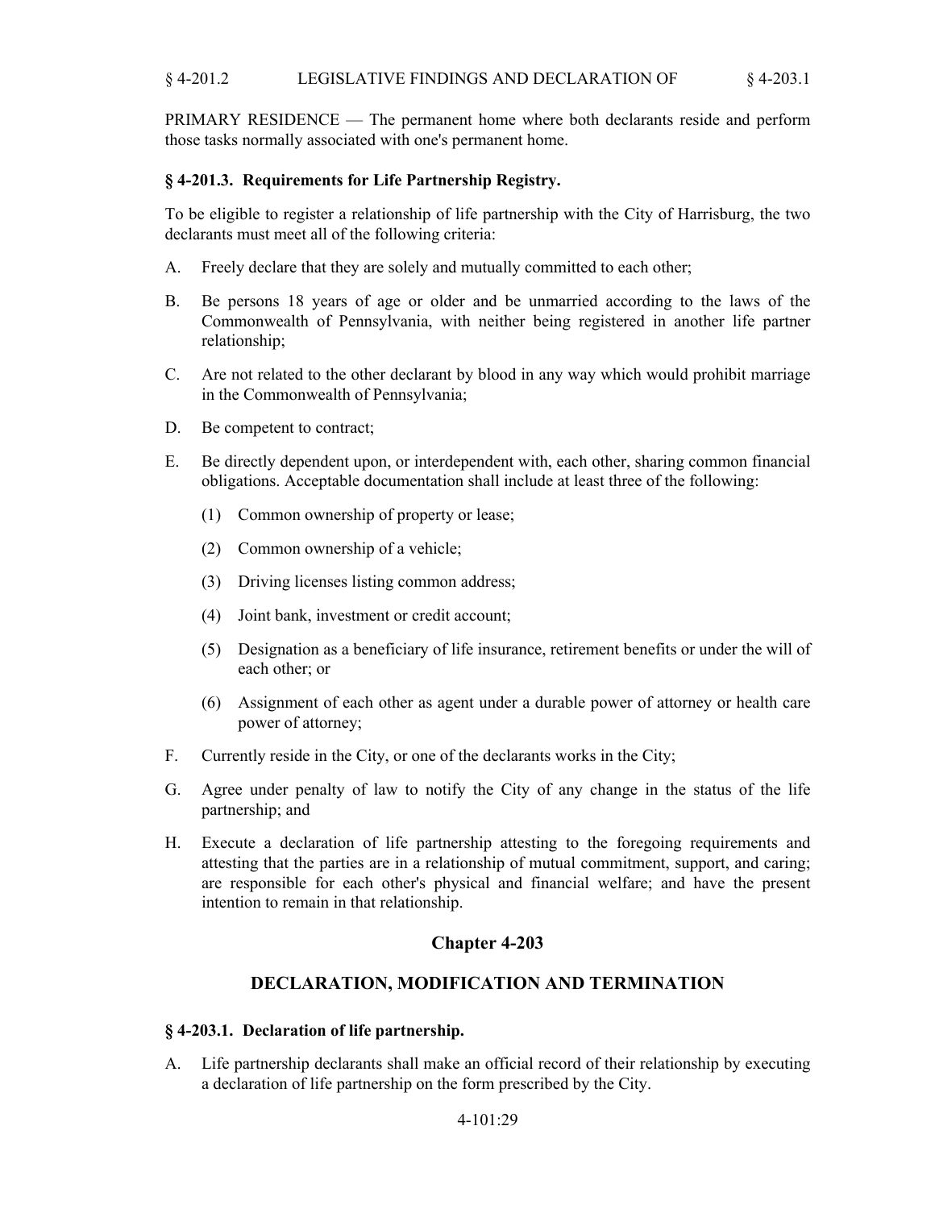PRIMARY RESIDENCE — The permanent home where both declarants reside and perform those tasks normally associated with one's permanent home.

### § 4-201.3. Requirements for Life Partnership Registry.

To be eligible to register a relationship of life partnership with the City of Harrisburg, the two declarants must meet all of the following criteria:

A. Freely declare that they are solely and mutually committed to each other;

B. Be persons 18 years of age or older and be unmarried according to the laws of the Commonwealth of Pennsylvania, with neither being registered in another life partner relationship;

C. Are not related to the other declarant by blood in any way which would prohibit marriage in the Commonwealth of Pennsylvania;

D. Be competent to contract;

E. Be directly dependent upon, or interdependent with, each other, sharing common financial obligations. Acceptable documentation shall include at least three of the following:

   (1) Common ownership of property or lease;

   (2) Common ownership of a vehicle;

   (3) Driving licenses listing common address;

   (4) Joint bank, investment or credit account;

   (5) Designation as a beneficiary of life insurance, retirement benefits or under the will of each other; or

   (6) Assignment of each other as agent under a durable power of attorney or health care power of attorney;

F. Currently reside in the City, or one of the declarants works in the City;

G. Agree under penalty of law to notify the City of any change in the status of the life partnership; and

H. Execute a declaration of life partnership attesting to the foregoing requirements and attesting that the parties are in a relationship of mutual commitment, support, and caring; are responsible for each other's physical and financial welfare; and have the present intention to remain in that relationship.

## Chapter 4-203

## DECLARATION, MODIFICATION AND TERMINATION

### § 4-203.1. Declaration of life partnership.

A. Life partnership declarants shall make an official record of their relationship by executing a declaration of life partnership on the form prescribed by the City.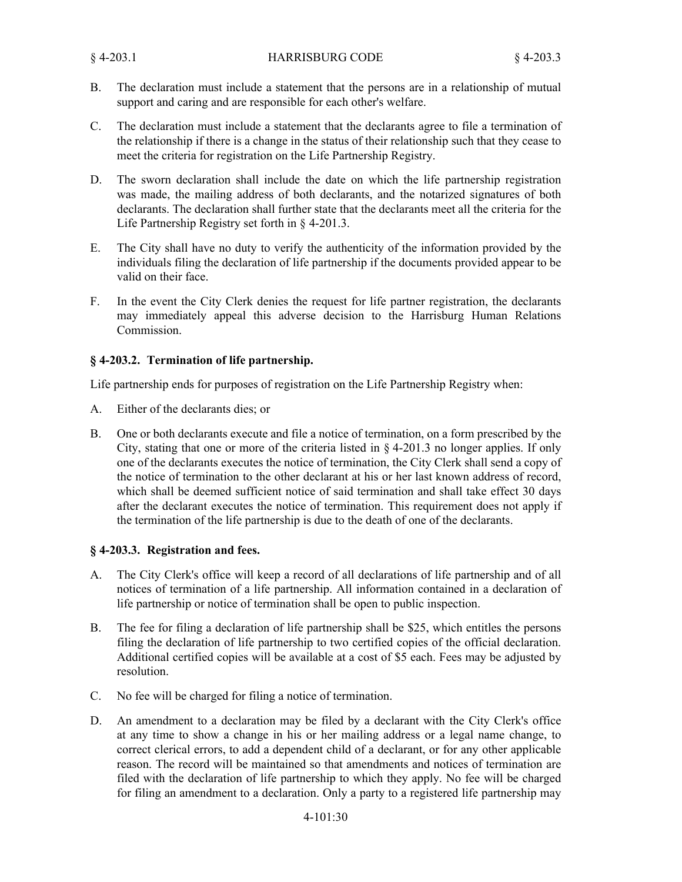B. The declaration must include a statement that the persons are in a relationship of mutual support and caring and are responsible for each other's welfare.

C. The declaration must include a statement that the declarants agree to file a termination of the relationship if there is a change in the status of their relationship such that they cease to meet the criteria for registration on the Life Partnership Registry.

D. The sworn declaration shall include the date on which the life partnership registration was made, the mailing address of both declarants, and the notarized signatures of both declarants. The declaration shall further state that the declarants meet all the criteria for the Life Partnership Registry set forth in § 4-201.3.

E. The City shall have no duty to verify the authenticity of the information provided by the individuals filing the declaration of life partnership if the documents provided appear to be valid on their face.

F. In the event the City Clerk denies the request for life partner registration, the declarants may immediately appeal this adverse decision to the Harrisburg Human Relations Commission.

### § 4-203.2. Termination of life partnership.

Life partnership ends for purposes of registration on the Life Partnership Registry when:

A. Either of the declarants dies; or

B. One or both declarants execute and file a notice of termination, on a form prescribed by the City, stating that one or more of the criteria listed in § 4-201.3 no longer applies. If only one of the declarants executes the notice of termination, the City Clerk shall send a copy of the notice of termination to the other declarant at his or her last known address of record, which shall be deemed sufficient notice of said termination and shall take effect 30 days after the declarant executes the notice of termination. This requirement does not apply if the termination of the life partnership is due to the death of one of the declarants.

### § 4-203.3. Registration and fees.

A. The City Clerk's office will keep a record of all declarations of life partnership and of all notices of termination of a life partnership. All information contained in a declaration of life partnership or notice of termination shall be open to public inspection.

B. The fee for filing a declaration of life partnership shall be $25, which entitles the persons filing the declaration of life partnership to two certified copies of the official declaration. Additional certified copies will be available at a cost of $5 each. Fees may be adjusted by resolution.

C. No fee will be charged for filing a notice of termination.

D. An amendment to a declaration may be filed by a declarant with the City Clerk's office at any time to show a change in his or her mailing address or a legal name change, to correct clerical errors, to add a dependent child of a declarant, or for any other applicable reason. The record will be maintained so that amendments and notices of termination are filed with the declaration of life partnership to which they apply. No fee will be charged for filing an amendment to a declaration. Only a party to a registered life partnership may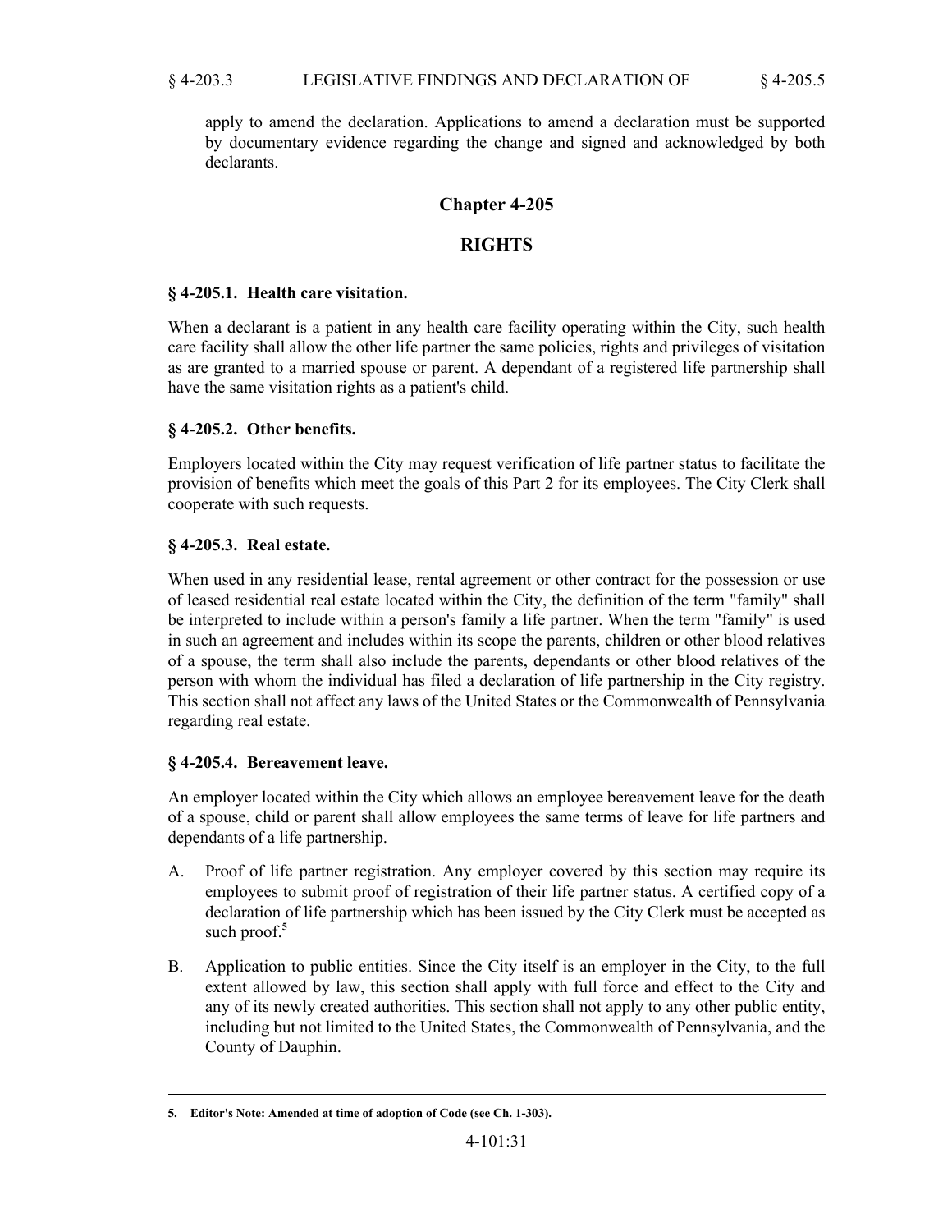apply to amend the declaration. Applications to amend a declaration must be supported by documentary evidence regarding the change and signed and acknowledged by both declarants.

## Chapter 4-205

## RIGHTS

### § 4-205.1. Health care visitation.

When a declarant is a patient in any health care facility operating within the City, such health care facility shall allow the other life partner the same policies, rights and privileges of visitation as are granted to a married spouse or parent. A dependant of a registered life partnership shall have the same visitation rights as a patient's child.

### § 4-205.2. Other benefits.

Employers located within the City may request verification of life partner status to facilitate the provision of benefits which meet the goals of this Part 2 for its employees. The City Clerk shall cooperate with such requests.

### § 4-205.3. Real estate.

When used in any residential lease, rental agreement or other contract for the possession or use of leased residential real estate located within the City, the definition of the term "family" shall be interpreted to include within a person's family a life partner. When the term "family" is used in such an agreement and includes within its scope the parents, children or other blood relatives of a spouse, the term shall also include the parents, dependants or other blood relatives of the person with whom the individual has filed a declaration of life partnership in the City registry. This section shall not affect any laws of the United States or the Commonwealth of Pennsylvania regarding real estate.

### § 4-205.4. Bereavement leave.

An employer located within the City which allows an employee bereavement leave for the death of a spouse, child or parent shall allow employees the same terms of leave for life partners and dependants of a life partnership.

A. Proof of life partner registration. Any employer covered by this section may require its employees to submit proof of registration of their life partner status. A certified copy of a declaration of life partnership which has been issued by the City Clerk must be accepted as such proof.[5]

B. Application to public entities. Since the City itself is an employer in the City, to the full extent allowed by law, this section shall apply with full force and effect to the City and any of its newly created authorities. This section shall not apply to any other public entity, including but not limited to the United States, the Commonwealth of Pennsylvania, and the County of Dauphin.

---

**5. Editor's Note: Amended at time of adoption of Code (see Ch. 1-303).**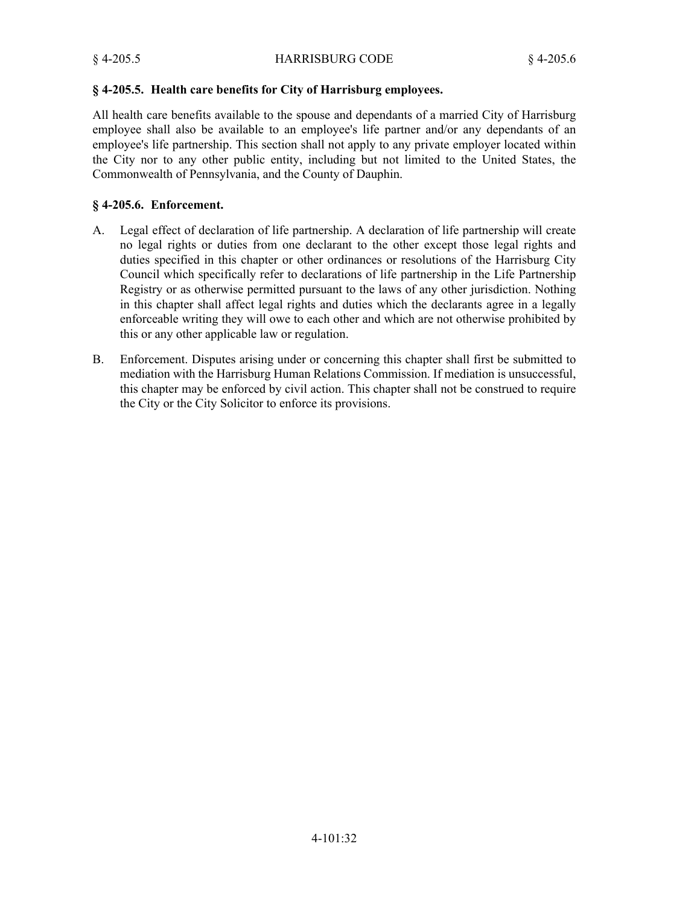### § 4-205.5. Health care benefits for City of Harrisburg employees.

All health care benefits available to the spouse and dependants of a married City of Harrisburg employee shall also be available to an employee's life partner and/or any dependants of an employee's life partnership. This section shall not apply to any private employer located within the City nor to any other public entity, including but not limited to the United States, the Commonwealth of Pennsylvania, and the County of Dauphin.

### § 4-205.6. Enforcement.

A. Legal effect of declaration of life partnership. A declaration of life partnership will create no legal rights or duties from one declarant to the other except those legal rights and duties specified in this chapter or other ordinances or resolutions of the Harrisburg City Council which specifically refer to declarations of life partnership in the Life Partnership Registry or as otherwise permitted pursuant to the laws of any other jurisdiction. Nothing in this chapter shall affect legal rights and duties which the declarants agree in a legally enforceable writing they will owe to each other and which are not otherwise prohibited by this or any other applicable law or regulation.

B. Enforcement. Disputes arising under or concerning this chapter shall first be submitted to mediation with the Harrisburg Human Relations Commission. If mediation is unsuccessful, this chapter may be enforced by civil action. This chapter shall not be construed to require the City or the City Solicitor to enforce its provisions.